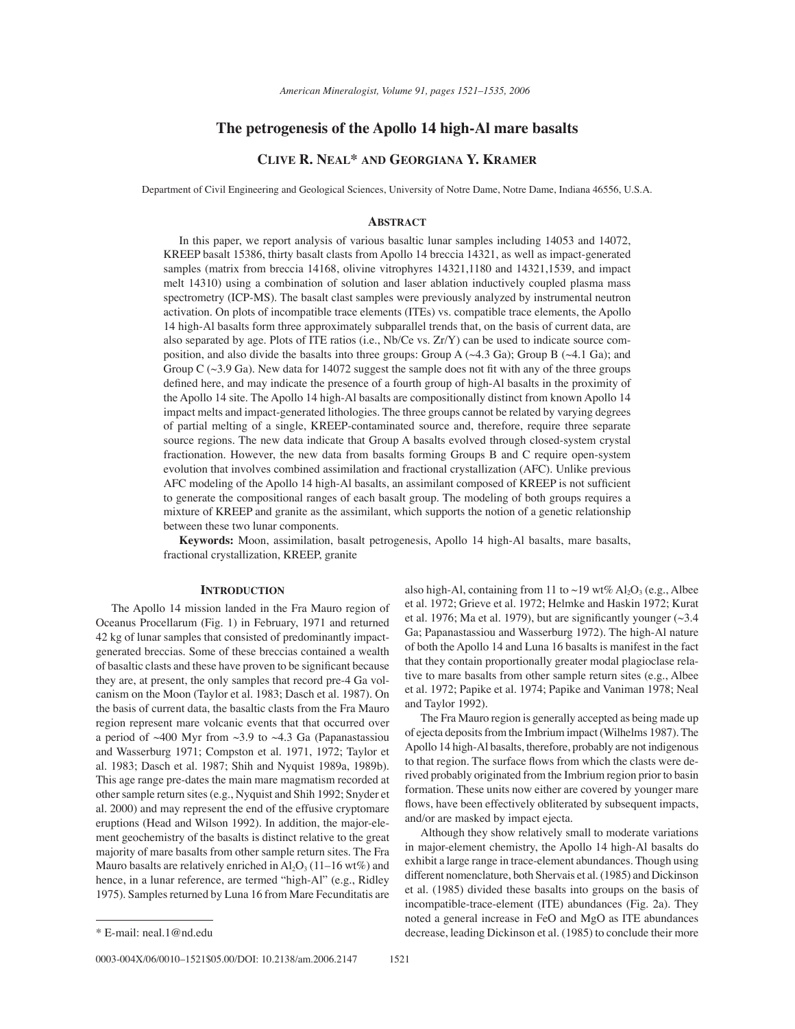# The petrogenesis of the Apollo 14 high-Al mare basalts

## Clive R. Neal* and Georgiana Y. Kramer

Department of Civil Engineering and Geological Sciences, University of Notre Dame, Notre Dame, Indiana 46556, U.S.A.

## Abstract

In this paper, we report analysis of various basaltic lunar samples including 14053 and 14072, KREEP basalt 15386, thirty basalt clasts from Apollo 14 breccia 14321, as well as impact-generated samples (matrix from breccia 14168, olivine vitrophyres 14321,1180 and 14321,1539, and impact melt 14310) using a combination of solution and laser ablation inductively coupled plasma mass spectrometry (ICP-MS). The basalt clast samples were previously analyzed by instrumental neutron activation. On plots of incompatible trace elements (ITEs) vs. compatible trace elements, the Apollo 14 high-Al basalts form three approximately subparallel trends that, on the basis of current data, are also separated by age. Plots of ITE ratios (i.e., Nb/Ce vs. Zr/Y) can be used to indicate source composition, and also divide the basalts into three groups: Group A (~4.3 Ga); Group B (~4.1 Ga); and Group C (~3.9 Ga). New data for 14072 suggest the sample does not fit with any of the three groups defined here, and may indicate the presence of a fourth group of high-Al basalts in the proximity of the Apollo 14 site. The Apollo 14 high-Al basalts are compositionally distinct from known Apollo 14 impact melts and impact-generated lithologies. The three groups cannot be related by varying degrees of partial melting of a single, KREEP-contaminated source and, therefore, require three separate source regions. The new data indicate that Group A basalts evolved through closed-system crystal fractionation. However, the new data from basalts forming Groups B and C require open-system evolution that involves combined assimilation and fractional crystallization (AFC). Unlike previous AFC modeling of the Apollo 14 high-Al basalts, an assimilant composed of KREEP is not sufficient to generate the compositional ranges of each basalt group. The modeling of both groups requires a mixture of KREEP and granite as the assimilant, which supports the notion of a genetic relationship between these two lunar components.

**Keywords:** Moon, assimilation, basalt petrogenesis, Apollo 14 high-Al basalts, mare basalts, fractional crystallization, KREEP, granite

## Introduction

The Apollo 14 mission landed in the Fra Mauro region of Oceanus Procellarum (Fig. 1) in February, 1971 and returned 42 kg of lunar samples that consisted of predominantly impact-generated breccias. Some of these breccias contained a wealth of basaltic clasts and these have proven to be significant because they are, at present, the only samples that record pre-4 Ga volcanism on the Moon (Taylor et al. 1983; Dasch et al. 1987). On the basis of current data, the basaltic clasts from the Fra Mauro region represent mare volcanic events that that occurred over a period of ~400 Myr from ~3.9 to ~4.3 Ga (Papanastassiou and Wasserburg 1971; Compston et al. 1971, 1972; Taylor et al. 1983; Dasch et al. 1987; Shih and Nyquist 1989a, 1989b). This age range pre-dates the main mare magmatism recorded at other sample return sites (e.g., Nyquist and Shih 1992; Snyder et al. 2000) and may represent the end of the effusive cryptomare eruptions (Head and Wilson 1992). In addition, the major-element geochemistry of the basalts is distinct relative to the great majority of mare basalts from other sample return sites. The Fra Mauro basalts are relatively enriched in $Al_2O_3$ (11–16 wt%) and hence, in a lunar reference, are termed "high-Al" (e.g., Ridley 1975). Samples returned by Luna 16 from Mare Fecunditatis are also high-Al, containing from 11 to ~19 wt% $Al_2O_3$ (e.g., Albee et al. 1972; Grieve et al. 1972; Helmke and Haskin 1972; Kurat et al. 1976; Ma et al. 1979), but are significantly younger (~3.4 Ga; Papanastassiou and Wasserburg 1972). The high-Al nature of both the Apollo 14 and Luna 16 basalts is manifest in the fact that they contain proportionally greater modal plagioclase relative to mare basalts from other sample return sites (e.g., Albee et al. 1972; Papike et al. 1974; Papike and Vaniman 1978; Neal and Taylor 1992).

The Fra Mauro region is generally accepted as being made up of ejecta deposits from the Imbrium impact (Wilhelms 1987). The Apollo 14 high-Al basalts, therefore, probably are not indigenous to that region. The surface flows from which the clasts were derived probably originated from the Imbrium region prior to basin formation. These units now either are covered by younger mare flows, have been effectively obliterated by subsequent impacts, and/or are masked by impact ejecta.

Although they show relatively small to moderate variations in major-element chemistry, the Apollo 14 high-Al basalts do exhibit a large range in trace-element abundances. Though using different nomenclature, both Shervais et al. (1985) and Dickinson et al. (1985) divided these basalts into groups on the basis of incompatible-trace-element (ITE) abundances (Fig. 2a). They noted a general increase in FeO and MgO as ITE abundances decrease, leading Dickinson et al. (1985) to conclude their more

\* E-mail: neal.1@nd.edu

0003-004X/06/0010–1521$05.00/DOI: 10.2138/am.2006.2147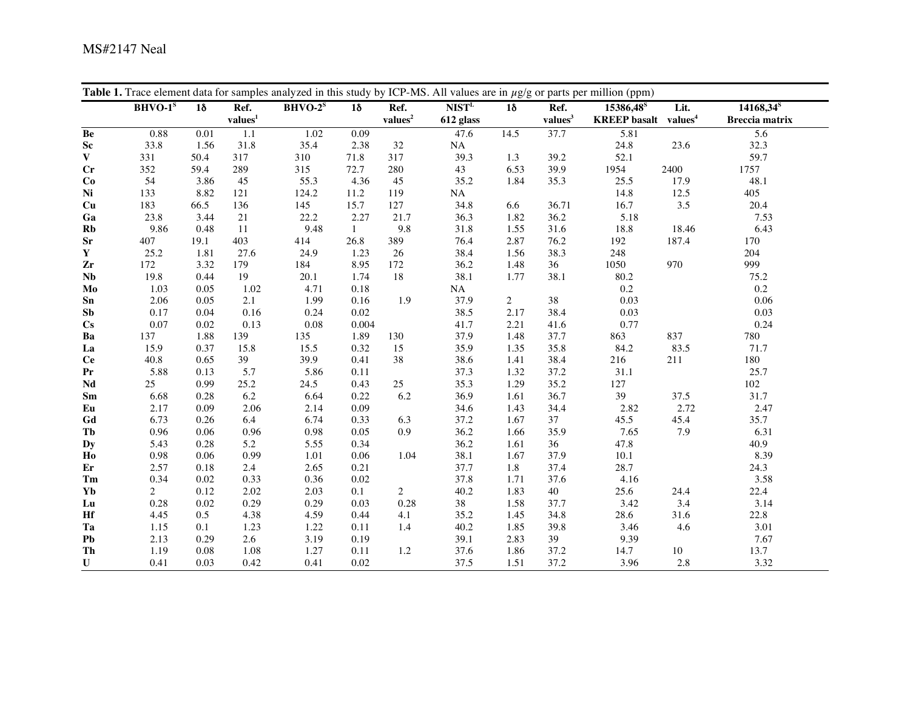**Table 1.** Trace element data for samples analyzed in this study by ICP-MS. All values are in $\mu$g/g or parts per million (ppm)

| | BHVO-1[S] | 1δ | Ref. values[1] | BHVO-2[S] | 1δ | Ref. values[2] | NIST[L] 612 glass | 1δ | Ref. values[3] | 15386,48[S] KREEP basalt | Lit. values[4] | 14168,34[S] Breccia matrix |
|---|---|---|---|---|---|---|---|---|---|---|---|---|
| **Be** | 0.88 | 0.01 | 1.1 | 1.02 | 0.09 | | 47.6 | 14.5 | 37.7 | 5.81 | | 5.6 |
| **Sc** | 33.8 | 1.56 | 31.8 | 35.4 | 2.38 | 32 | NA | | | 24.8 | 23.6 | 32.3 |
| **V** | 331 | 50.4 | 317 | 310 | 71.8 | 317 | 39.3 | 1.3 | 39.2 | 52.1 | | 59.7 |
| **Cr** | 352 | 59.4 | 289 | 315 | 72.7 | 280 | 43 | 6.53 | 39.9 | 1954 | 2400 | 1757 |
| **Co** | 54 | 3.86 | 45 | 55.3 | 4.36 | 45 | 35.2 | 1.84 | 35.3 | 25.5 | 17.9 | 48.1 |
| **Ni** | 133 | 8.82 | 121 | 124.2 | 11.2 | 119 | NA | | | 14.8 | 12.5 | 405 |
| **Cu** | 183 | 66.5 | 136 | 145 | 15.7 | 127 | 34.8 | 6.6 | 36.71 | 16.7 | 3.5 | 20.4 |
| **Ga** | 23.8 | 3.44 | 21 | 22.2 | 2.27 | 21.7 | 36.3 | 1.82 | 36.2 | 5.18 | | 7.53 |
| **Rb** | 9.86 | 0.48 | 11 | 9.48 | 1 | 9.8 | 31.8 | 1.55 | 31.6 | 18.8 | 18.46 | 6.43 |
| **Sr** | 407 | 19.1 | 403 | 414 | 26.8 | 389 | 76.4 | 2.87 | 76.2 | 192 | 187.4 | 170 |
| **Y** | 25.2 | 1.81 | 27.6 | 24.9 | 1.23 | 26 | 38.4 | 1.56 | 38.3 | 248 | | 204 |
| **Zr** | 172 | 3.32 | 179 | 184 | 8.95 | 172 | 36.2 | 1.48 | 36 | 1050 | 970 | 999 |
| **Nb** | 19.8 | 0.44 | 19 | 20.1 | 1.74 | 18 | 38.1 | 1.77 | 38.1 | 80.2 | | 75.2 |
| **Mo** | 1.03 | 0.05 | 1.02 | 4.71 | 0.18 | | NA | | | 0.2 | | 0.2 |
| **Sn** | 2.06 | 0.05 | 2.1 | 1.99 | 0.16 | 1.9 | 37.9 | 2 | 38 | 0.03 | | 0.06 |
| **Sb** | 0.17 | 0.04 | 0.16 | 0.24 | 0.02 | | 38.5 | 2.17 | 38.4 | 0.03 | | 0.03 |
| **Cs** | 0.07 | 0.02 | 0.13 | 0.08 | 0.004 | | 41.7 | 2.21 | 41.6 | 0.77 | | 0.24 |
| **Ba** | 137 | 1.88 | 139 | 135 | 1.89 | 130 | 37.9 | 1.48 | 37.7 | 863 | 837 | 780 |
| **La** | 15.9 | 0.37 | 15.8 | 15.5 | 0.32 | 15 | 35.9 | 1.35 | 35.8 | 84.2 | 83.5 | 71.7 |
| **Ce** | 40.8 | 0.65 | 39 | 39.9 | 0.41 | 38 | 38.6 | 1.41 | 38.4 | 216 | 211 | 180 |
| **Pr** | 5.88 | 0.13 | 5.7 | 5.86 | 0.11 | | 37.3 | 1.32 | 37.2 | 31.1 | | 25.7 |
| **Nd** | 25 | 0.99 | 25.2 | 24.5 | 0.43 | 25 | 35.3 | 1.29 | 35.2 | 127 | | 102 |
| **Sm** | 6.68 | 0.28 | 6.2 | 6.64 | 0.22 | 6.2 | 36.9 | 1.61 | 36.7 | 39 | 37.5 | 31.7 |
| **Eu** | 2.17 | 0.09 | 2.06 | 2.14 | 0.09 | | 34.6 | 1.43 | 34.4 | 2.82 | 2.72 | 2.47 |
| **Gd** | 6.73 | 0.26 | 6.4 | 6.74 | 0.33 | 6.3 | 37.2 | 1.67 | 37 | 45.5 | 45.4 | 35.7 |
| **Tb** | 0.96 | 0.06 | 0.96 | 0.98 | 0.05 | 0.9 | 36.2 | 1.66 | 35.9 | 7.65 | 7.9 | 6.31 |
| **Dy** | 5.43 | 0.28 | 5.2 | 5.55 | 0.34 | | 36.2 | 1.61 | 36 | 47.8 | | 40.9 |
| **Ho** | 0.98 | 0.06 | 0.99 | 1.01 | 0.06 | 1.04 | 38.1 | 1.67 | 37.9 | 10.1 | | 8.39 |
| **Er** | 2.57 | 0.18 | 2.4 | 2.65 | 0.21 | | 37.7 | 1.8 | 37.4 | 28.7 | | 24.3 |
| **Tm** | 0.34 | 0.02 | 0.33 | 0.36 | 0.02 | | 37.8 | 1.71 | 37.6 | 4.16 | | 3.58 |
| **Yb** | 2 | 0.12 | 2.02 | 2.03 | 0.1 | 2 | 40.2 | 1.83 | 40 | 25.6 | 24.4 | 22.4 |
| **Lu** | 0.28 | 0.02 | 0.29 | 0.29 | 0.03 | 0.28 | 38 | 1.58 | 37.7 | 3.42 | 3.4 | 3.14 |
| **Hf** | 4.45 | 0.5 | 4.38 | 4.59 | 0.44 | 4.1 | 35.2 | 1.45 | 34.8 | 28.6 | 31.6 | 22.8 |
| **Ta** | 1.15 | 0.1 | 1.23 | 1.22 | 0.11 | 1.4 | 40.2 | 1.85 | 39.8 | 3.46 | 4.6 | 3.01 |
| **Pb** | 2.13 | 0.29 | 2.6 | 3.19 | 0.19 | | 39.1 | 2.83 | 39 | 9.39 | | 7.67 |
| **Th** | 1.19 | 0.08 | 1.08 | 1.27 | 0.11 | 1.2 | 37.6 | 1.86 | 37.2 | 14.7 | 10 | 13.7 |
| **U** | 0.41 | 0.03 | 0.42 | 0.41 | 0.02 | | 37.5 | 1.51 | 37.2 | 3.96 | 2.8 | 3.32 |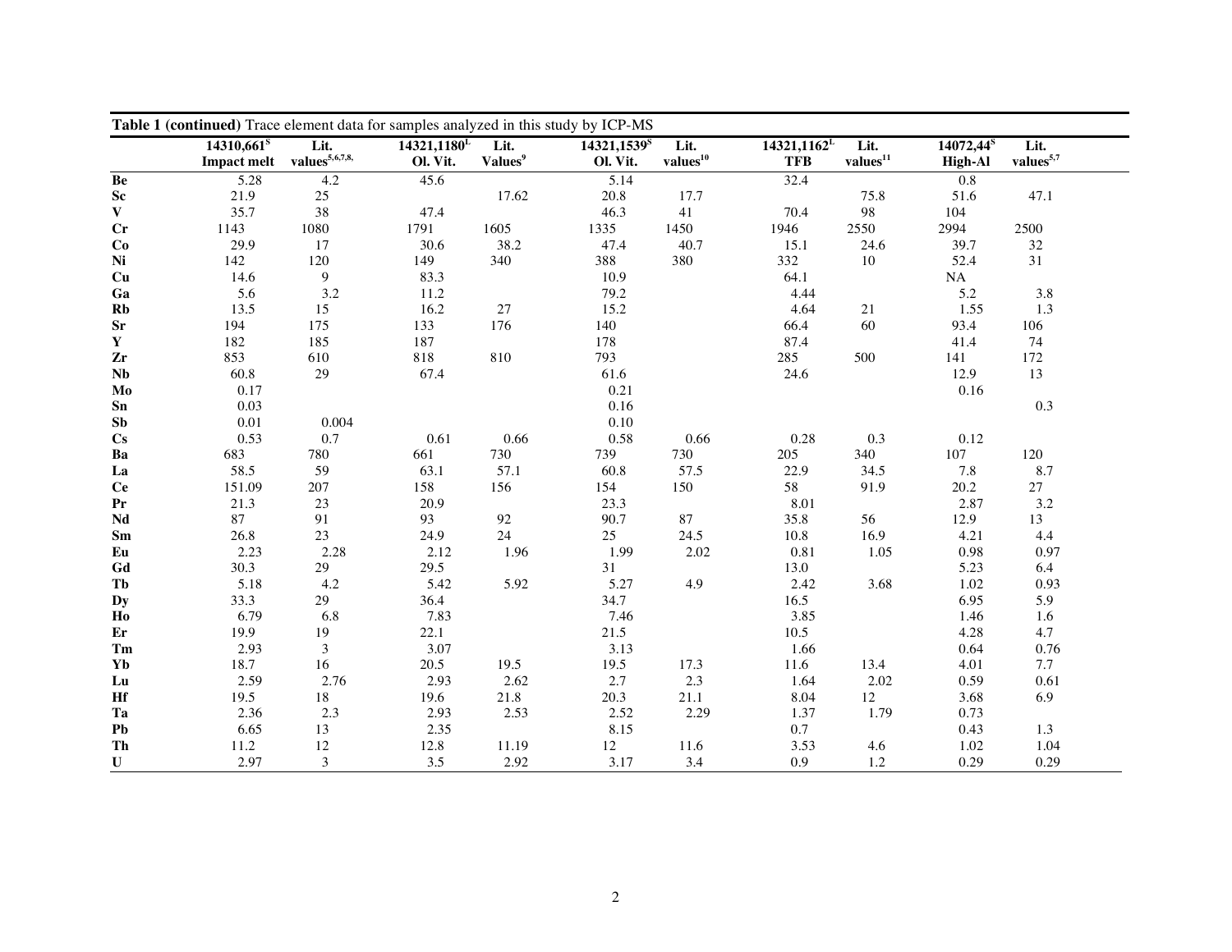**Table 1 (continued)** Trace element data for samples analyzed in this study by ICP-MS

| | 14310,661[S] Impact melt | Lit. values[5,6,7,8,] | 14321,1180[L] Ol. Vit. | Lit. Values[9] | 14321,1539[S] Ol. Vit. | Lit. values[10] | 14321,1162[L] TFB | Lit. values[11] | 14072,44[S] High-Al | Lit. values[5,7] |
|---|---|---|---|---|---|---|---|---|---|---|
| **Be** | 5.28 | 4.2 | 45.6 | | 5.14 | | 32.4 | | 0.8 | |
| **Sc** | 21.9 | 25 | | 17.62 | 20.8 | 17.7 | | 75.8 | 51.6 | 47.1 |
| **V** | 35.7 | 38 | 47.4 | | 46.3 | 41 | 70.4 | 98 | 104 | |
| **Cr** | 1143 | 1080 | 1791 | 1605 | 1335 | 1450 | 1946 | 2550 | 2994 | 2500 |
| **Co** | 29.9 | 17 | 30.6 | 38.2 | 47.4 | 40.7 | 15.1 | 24.6 | 39.7 | 32 |
| **Ni** | 142 | 120 | 149 | 340 | 388 | 380 | 332 | 10 | 52.4 | 31 |
| **Cu** | 14.6 | 9 | 83.3 | | 10.9 | | 64.1 | | NA | |
| **Ga** | 5.6 | 3.2 | 11.2 | | 79.2 | | 4.44 | | 5.2 | 3.8 |
| **Rb** | 13.5 | 15 | 16.2 | 27 | 15.2 | | 4.64 | 21 | 1.55 | 1.3 |
| **Sr** | 194 | 175 | 133 | 176 | 140 | | 66.4 | 60 | 93.4 | 106 |
| **Y** | 182 | 185 | 187 | | 178 | | 87.4 | | 41.4 | 74 |
| **Zr** | 853 | 610 | 818 | 810 | 793 | | 285 | 500 | 141 | 172 |
| **Nb** | 60.8 | 29 | 67.4 | | 61.6 | | 24.6 | | 12.9 | 13 |
| **Mo** | 0.17 | | | | 0.21 | | | | 0.16 | |
| **Sn** | 0.03 | | | | 0.16 | | | | | 0.3 |
| **Sb** | 0.01 | 0.004 | | | 0.10 | | | | | |
| **Cs** | 0.53 | 0.7 | 0.61 | 0.66 | 0.58 | 0.66 | 0.28 | 0.3 | 0.12 | |
| **Ba** | 683 | 780 | 661 | 730 | 739 | 730 | 205 | 340 | 107 | 120 |
| **La** | 58.5 | 59 | 63.1 | 57.1 | 60.8 | 57.5 | 22.9 | 34.5 | 7.8 | 8.7 |
| **Ce** | 151.09 | 207 | 158 | 156 | 154 | 150 | 58 | 91.9 | 20.2 | 27 |
| **Pr** | 21.3 | 23 | 20.9 | | 23.3 | | 8.01 | | 2.87 | 3.2 |
| **Nd** | 87 | 91 | 93 | 92 | 90.7 | 87 | 35.8 | 56 | 12.9 | 13 |
| **Sm** | 26.8 | 23 | 24.9 | 24 | 25 | 24.5 | 10.8 | 16.9 | 4.21 | 4.4 |
| **Eu** | 2.23 | 2.28 | 2.12 | 1.96 | 1.99 | 2.02 | 0.81 | 1.05 | 0.98 | 0.97 |
| **Gd** | 30.3 | 29 | 29.5 | | 31 | | 13.0 | | 5.23 | 6.4 |
| **Tb** | 5.18 | 4.2 | 5.42 | 5.92 | 5.27 | 4.9 | 2.42 | 3.68 | 1.02 | 0.93 |
| **Dy** | 33.3 | 29 | 36.4 | | 34.7 | | 16.5 | | 6.95 | 5.9 |
| **Ho** | 6.79 | 6.8 | 7.83 | | 7.46 | | 3.85 | | 1.46 | 1.6 |
| **Er** | 19.9 | 19 | 22.1 | | 21.5 | | 10.5 | | 4.28 | 4.7 |
| **Tm** | 2.93 | 3 | 3.07 | | 3.13 | | 1.66 | | 0.64 | 0.76 |
| **Yb** | 18.7 | 16 | 20.5 | 19.5 | 19.5 | 17.3 | 11.6 | 13.4 | 4.01 | 7.7 |
| **Lu** | 2.59 | 2.76 | 2.93 | 2.62 | 2.7 | 2.3 | 1.64 | 2.02 | 0.59 | 0.61 |
| **Hf** | 19.5 | 18 | 19.6 | 21.8 | 20.3 | 21.1 | 8.04 | 12 | 3.68 | 6.9 |
| **Ta** | 2.36 | 2.3 | 2.93 | 2.53 | 2.52 | 2.29 | 1.37 | 1.79 | 0.73 | |
| **Pb** | 6.65 | 13 | 2.35 | | 8.15 | | 0.7 | | 0.43 | 1.3 |
| **Th** | 11.2 | 12 | 12.8 | 11.19 | 12 | 11.6 | 3.53 | 4.6 | 1.02 | 1.04 |
| **U** | 2.97 | 3 | 3.5 | 2.92 | 3.17 | 3.4 | 0.9 | 1.2 | 0.29 | 0.29 |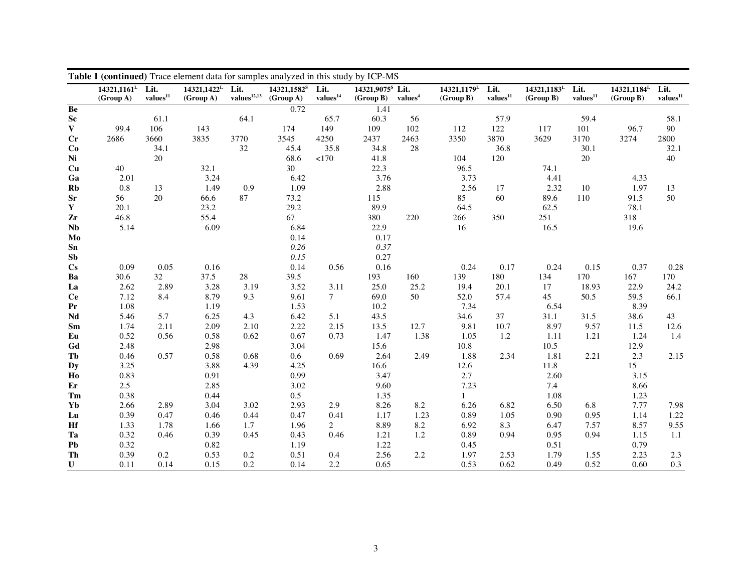**Table 1 (continued)** Trace element data for samples analyzed in this study by ICP-MS

| | 14321,1161[L] (Group A) | Lit. values[11] | 14321,1422[L] (Group A) | Lit. values[12,13] | 14321,1582[S] (Group A) | Lit. values[14] | 14321,9075[S] (Group B) | Lit. values[4] | 14321,1179[L] (Group B) | Lit. values[11] | 14321,1183[L] (Group B) | Lit. values[11] | 14321,1184[L] (Group B) | Lit. values[11] |
|---|---|---|---|---|---|---|---|---|---|---|---|---|---|---|
| **Be** | | | | | 0.72 | | 1.41 | | | | | | | |
| **Sc** | | 61.1 | | 64.1 | | 65.7 | 60.3 | 56 | | 57.9 | | 59.4 | | 58.1 |
| **V** | 99.4 | 106 | 143 | | 174 | 149 | 109 | 102 | 112 | 122 | 117 | 101 | 96.7 | 90 |
| **Cr** | 2686 | 3660 | 3835 | 3770 | 3545 | 4250 | 2437 | 2463 | 3350 | 3870 | 3629 | 3170 | 3274 | 2800 |
| **Co** | | 34.1 | | 32 | 45.4 | 35.8 | 34.8 | 28 | | 36.8 | | 30.1 | | 32.1 |
| **Ni** | | 20 | | | 68.6 | <170 | 41.8 | | 104 | 120 | | 20 | | 40 |
| **Cu** | 40 | | 32.1 | | 30 | | 22.3 | | 96.5 | | 74.1 | | | |
| **Ga** | 2.01 | | 3.24 | | 6.42 | | 3.76 | | 3.73 | | 4.41 | | 4.33 | |
| **Rb** | 0.8 | 13 | 1.49 | 0.9 | 1.09 | | 2.88 | | 2.56 | 17 | 2.32 | 10 | 1.97 | 13 |
| **Sr** | 56 | 20 | 66.6 | 87 | 73.2 | | 115 | | 85 | 60 | 89.6 | 110 | 91.5 | 50 |
| **Y** | 20.1 | | 23.2 | | 29.2 | | 89.9 | | 64.5 | | 62.5 | | 78.1 | |
| **Zr** | 46.8 | | 55.4 | | 67 | | 380 | 220 | 266 | 350 | 251 | | 318 | |
| **Nb** | 5.14 | | 6.09 | | 6.84 | | 22.9 | | 16 | | 16.5 | | 19.6 | |
| **Mo** | | | | | 0.14 | | 0.17 | | | | | | | |
| **Sn** | | | | | *0.26* | | *0.37* | | | | | | | |
| **Sb** | | | | | *0.15* | | 0.27 | | | | | | | |
| **Cs** | 0.09 | 0.05 | 0.16 | | 0.14 | 0.56 | 0.16 | | 0.24 | 0.17 | 0.24 | 0.15 | 0.37 | 0.28 |
| **Ba** | 30.6 | 32 | 37.5 | 28 | 39.5 | | 193 | 160 | 139 | 180 | 134 | 170 | 167 | 170 |
| **La** | 2.62 | 2.89 | 3.28 | 3.19 | 3.52 | 3.11 | 25.0 | 25.2 | 19.4 | 20.1 | 17 | 18.93 | 22.9 | 24.2 |
| **Ce** | 7.12 | 8.4 | 8.79 | 9.3 | 9.61 | 7 | 69.0 | 50 | 52.0 | 57.4 | 45 | 50.5 | 59.5 | 66.1 |
| **Pr** | 1.08 | | 1.19 | | 1.53 | | 10.2 | | 7.34 | | 6.54 | | 8.39 | |
| **Nd** | 5.46 | 5.7 | 6.25 | 4.3 | 6.42 | 5.1 | 43.5 | | 34.6 | 37 | 31.1 | 31.5 | 38.6 | 43 |
| **Sm** | 1.74 | 2.11 | 2.09 | 2.10 | 2.22 | 2.15 | 13.5 | 12.7 | 9.81 | 10.7 | 8.97 | 9.57 | 11.5 | 12.6 |
| **Eu** | 0.52 | 0.56 | 0.58 | 0.62 | 0.67 | 0.73 | 1.47 | 1.38 | 1.05 | 1.2 | 1.11 | 1.21 | 1.24 | 1.4 |
| **Gd** | 2.48 | | 2.98 | | 3.04 | | 15.6 | | 10.8 | | 10.5 | | 12.9 | |
| **Tb** | 0.46 | 0.57 | 0.58 | 0.68 | 0.6 | 0.69 | 2.64 | 2.49 | 1.88 | 2.34 | 1.81 | 2.21 | 2.3 | 2.15 |
| **Dy** | 3.25 | | 3.88 | 4.39 | 4.25 | | 16.6 | | 12.6 | | 11.8 | | 15 | |
| **Ho** | 0.83 | | 0.91 | | 0.99 | | 3.47 | | 2.7 | | 2.60 | | 3.15 | |
| **Er** | 2.5 | | 2.85 | | 3.02 | | 9.60 | | 7.23 | | 7.4 | | 8.66 | |
| **Tm** | 0.38 | | 0.44 | | 0.5 | | 1.35 | | 1 | | 1.08 | | 1.23 | |
| **Yb** | 2.66 | 2.89 | 3.04 | 3.02 | 2.93 | 2.9 | 8.26 | 8.2 | 6.26 | 6.82 | 6.50 | 6.8 | 7.77 | 7.98 |
| **Lu** | 0.39 | 0.47 | 0.46 | 0.44 | 0.47 | 0.41 | 1.17 | 1.23 | 0.89 | 1.05 | 0.90 | 0.95 | 1.14 | 1.22 |
| **Hf** | 1.33 | 1.78 | 1.66 | 1.7 | 1.96 | 2 | 8.89 | 8.2 | 6.92 | 8.3 | 6.47 | 7.57 | 8.57 | 9.55 |
| **Ta** | 0.32 | 0.46 | 0.39 | 0.45 | 0.43 | 0.46 | 1.21 | 1.2 | 0.89 | 0.94 | 0.95 | 0.94 | 1.15 | 1.1 |
| **Pb** | 0.32 | | 0.82 | | 1.19 | | 1.22 | | 0.45 | | 0.51 | | 0.79 | |
| **Th** | 0.39 | 0.2 | 0.53 | 0.2 | 0.51 | 0.4 | 2.56 | 2.2 | 1.97 | 2.53 | 1.79 | 1.55 | 2.23 | 2.3 |
| **U** | 0.11 | 0.14 | 0.15 | 0.2 | 0.14 | 2.2 | 0.65 | | 0.53 | 0.62 | 0.49 | 0.52 | 0.60 | 0.3 |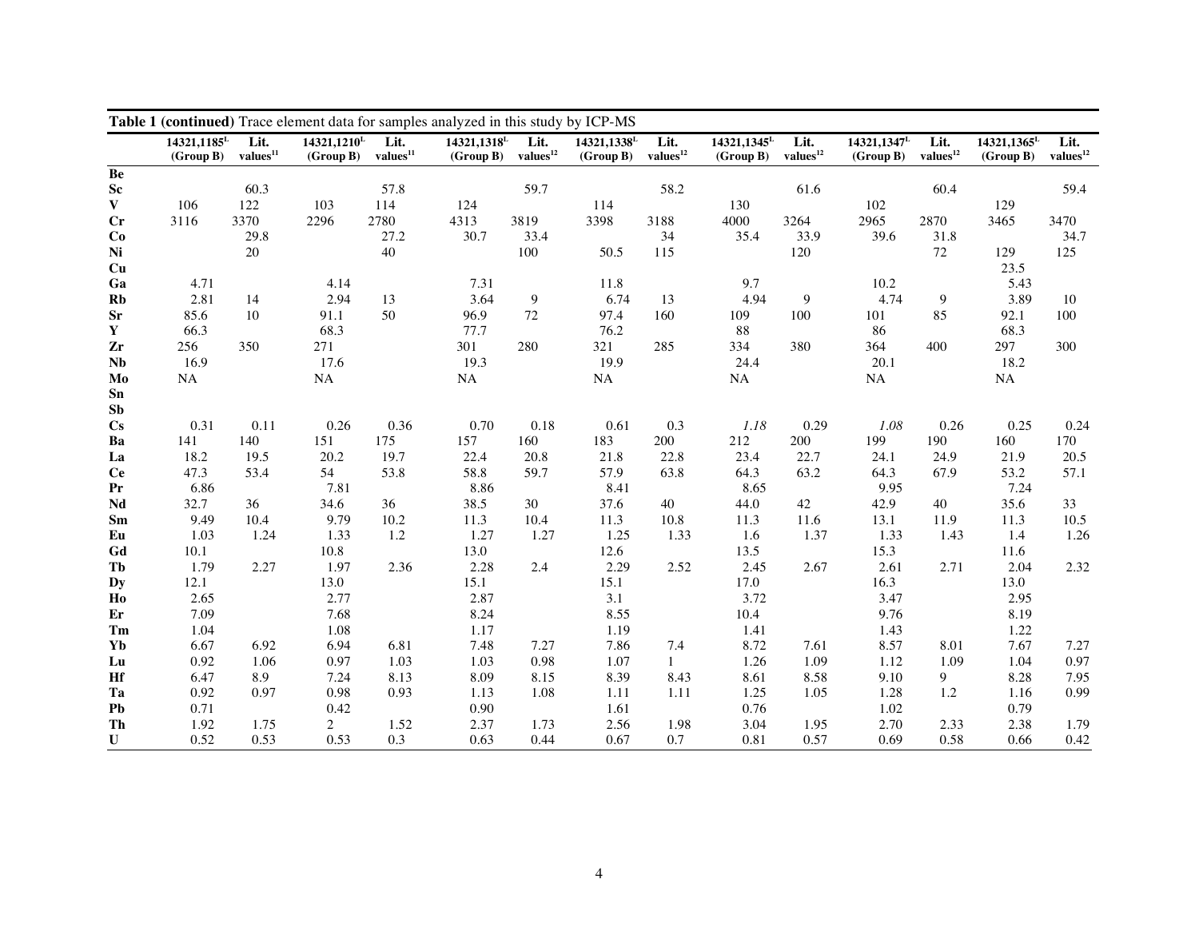**Table 1 (continued)** Trace element data for samples analyzed in this study by ICP-MS

| | 14321,1185[L] (Group B) | Lit. values[11] | 14321,1210[L] (Group B) | Lit. values[11] | 14321,1318[L] (Group B) | Lit. values[12] | 14321,1338[L] (Group B) | Lit. values[12] | 14321,1345[L] (Group B) | Lit. values[12] | 14321,1347[L] (Group B) | Lit. values[12] | 14321,1365[L] (Group B) | Lit. values[12] |
|---|---|---|---|---|---|---|---|---|---|---|---|---|---|---|
| **Be** | | | | | | | | | | | | | | |
| **Sc** | | 60.3 | | 57.8 | | 59.7 | | 58.2 | | 61.6 | | 60.4 | | 59.4 |
| **V** | 106 | 122 | 103 | 114 | 124 | | 114 | | 130 | | 102 | | 129 | |
| **Cr** | 3116 | 3370 | 2296 | 2780 | 4313 | 3819 | 3398 | 3188 | 4000 | 3264 | 2965 | 2870 | 3465 | 3470 |
| **Co** | | 29.8 | | 27.2 | 30.7 | 33.4 | | 34 | 35.4 | 33.9 | 39.6 | 31.8 | | 34.7 |
| **Ni** | | 20 | | 40 | | 100 | 50.5 | 115 | | 120 | | 72 | 129 | 125 |
| **Cu** | | | | | | | | | | | | | 23.5 | |
| **Ga** | 4.71 | | 4.14 | | 7.31 | | 11.8 | | 9.7 | | 10.2 | | 5.43 | |
| **Rb** | 2.81 | 14 | 2.94 | 13 | 3.64 | 9 | 6.74 | 13 | 4.94 | 9 | 4.74 | 9 | 3.89 | 10 |
| **Sr** | 85.6 | 10 | 91.1 | 50 | 96.9 | 72 | 97.4 | 160 | 109 | 100 | 101 | 85 | 92.1 | 100 |
| **Y** | 66.3 | | 68.3 | | 77.7 | | 76.2 | | 88 | | 86 | | 68.3 | |
| **Zr** | 256 | 350 | 271 | | 301 | 280 | 321 | 285 | 334 | 380 | 364 | 400 | 297 | 300 |
| **Nb** | 16.9 | | 17.6 | | 19.3 | | 19.9 | | 24.4 | | 20.1 | | 18.2 | |
| **Mo** | NA | | NA | | NA | | NA | | NA | | NA | | NA | |
| **Sn** | | | | | | | | | | | | | | |
| **Sb** | | | | | | | | | | | | | | |
| **Cs** | 0.31 | 0.11 | 0.26 | 0.36 | 0.70 | 0.18 | 0.61 | 0.3 | *1.18* | 0.29 | *1.08* | 0.26 | 0.25 | 0.24 |
| **Ba** | 141 | 140 | 151 | 175 | 157 | 160 | 183 | 200 | 212 | 200 | 199 | 190 | 160 | 170 |
| **La** | 18.2 | 19.5 | 20.2 | 19.7 | 22.4 | 20.8 | 21.8 | 22.8 | 23.4 | 22.7 | 24.1 | 24.9 | 21.9 | 20.5 |
| **Ce** | 47.3 | 53.4 | 54 | 53.8 | 58.8 | 59.7 | 57.9 | 63.8 | 64.3 | 63.2 | 64.3 | 67.9 | 53.2 | 57.1 |
| **Pr** | 6.86 | | 7.81 | | 8.86 | | 8.41 | | 8.65 | | 9.95 | | 7.24 | |
| **Nd** | 32.7 | 36 | 34.6 | 36 | 38.5 | 30 | 37.6 | 40 | 44.0 | 42 | 42.9 | 40 | 35.6 | 33 |
| **Sm** | 9.49 | 10.4 | 9.79 | 10.2 | 11.3 | 10.4 | 11.3 | 10.8 | 11.3 | 11.6 | 13.1 | 11.9 | 11.3 | 10.5 |
| **Eu** | 1.03 | 1.24 | 1.33 | 1.2 | 1.27 | 1.27 | 1.25 | 1.33 | 1.6 | 1.37 | 1.33 | 1.43 | 1.4 | 1.26 |
| **Gd** | 10.1 | | 10.8 | | 13.0 | | 12.6 | | 13.5 | | 15.3 | | 11.6 | |
| **Tb** | 1.79 | 2.27 | 1.97 | 2.36 | 2.28 | 2.4 | 2.29 | 2.52 | 2.45 | 2.67 | 2.61 | 2.71 | 2.04 | 2.32 |
| **Dy** | 12.1 | | 13.0 | | 15.1 | | 15.1 | | 17.0 | | 16.3 | | 13.0 | |
| **Ho** | 2.65 | | 2.77 | | 2.87 | | 3.1 | | 3.72 | | 3.47 | | 2.95 | |
| **Er** | 7.09 | | 7.68 | | 8.24 | | 8.55 | | 10.4 | | 9.76 | | 8.19 | |
| **Tm** | 1.04 | | 1.08 | | 1.17 | | 1.19 | | 1.41 | | 1.43 | | 1.22 | |
| **Yb** | 6.67 | 6.92 | 6.94 | 6.81 | 7.48 | 7.27 | 7.86 | 7.4 | 8.72 | 7.61 | 8.57 | 8.01 | 7.67 | 7.27 |
| **Lu** | 0.92 | 1.06 | 0.97 | 1.03 | 1.03 | 0.98 | 1.07 | 1 | 1.26 | 1.09 | 1.12 | 1.09 | 1.04 | 0.97 |
| **Hf** | 6.47 | 8.9 | 7.24 | 8.13 | 8.09 | 8.15 | 8.39 | 8.43 | 8.61 | 8.58 | 9.10 | 9 | 8.28 | 7.95 |
| **Ta** | 0.92 | 0.97 | 0.98 | 0.93 | 1.13 | 1.08 | 1.11 | 1.11 | 1.25 | 1.05 | 1.28 | 1.2 | 1.16 | 0.99 |
| **Pb** | 0.71 | | 0.42 | | 0.90 | | 1.61 | | 0.76 | | 1.02 | | 0.79 | |
| **Th** | 1.92 | 1.75 | 2 | 1.52 | 2.37 | 1.73 | 2.56 | 1.98 | 3.04 | 1.95 | 2.70 | 2.33 | 2.38 | 1.79 |
| **U** | 0.52 | 0.53 | 0.53 | 0.3 | 0.63 | 0.44 | 0.67 | 0.7 | 0.81 | 0.57 | 0.69 | 0.58 | 0.66 | 0.42 |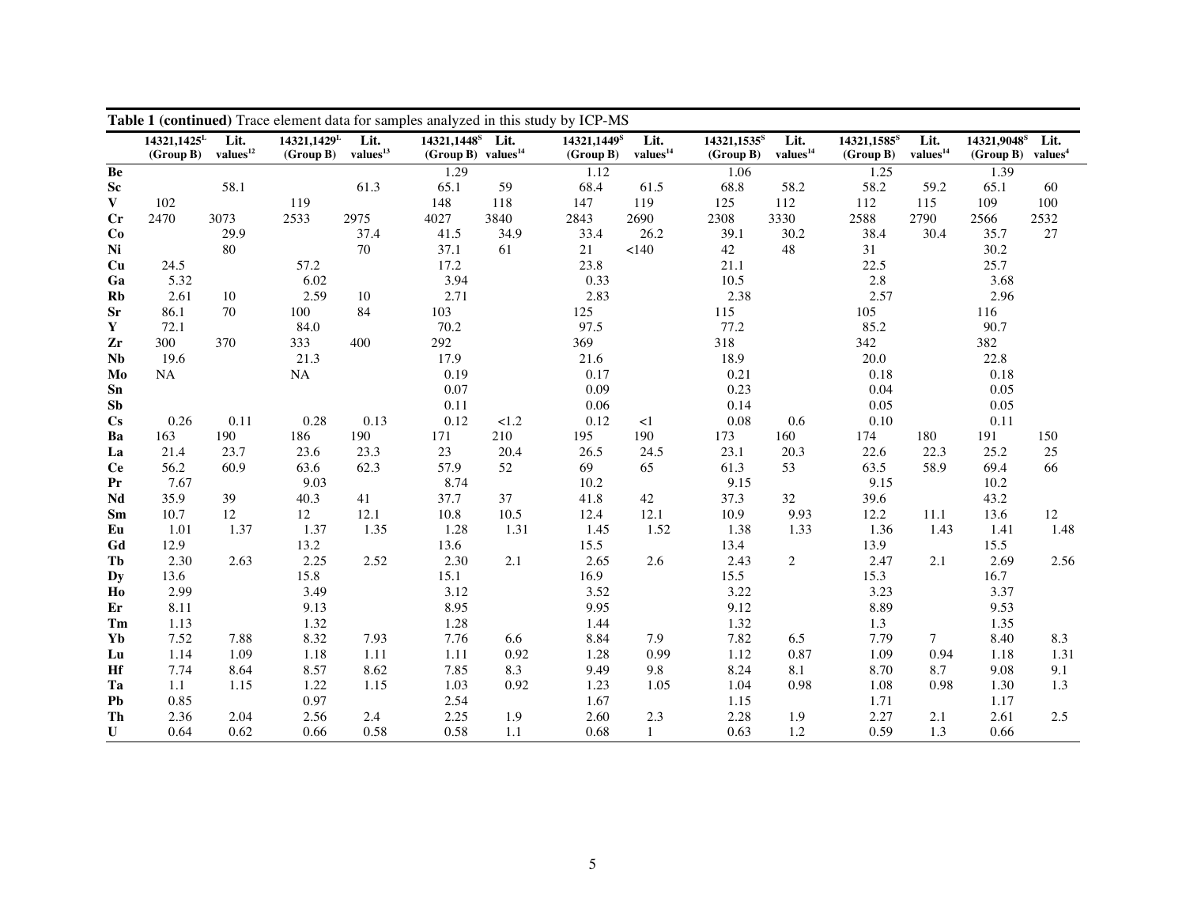**Table 1 (continued)** Trace element data for samples analyzed in this study by ICP-MS

| | 14321,1425[L] (Group B) | Lit. values[12] | 14321,1429[L] (Group B) | Lit. values[13] | 14321,1448[S] (Group B) | Lit. values[14] | 14321,1449[S] (Group B) | Lit. values[14] | 14321,1535[S] (Group B) | Lit. values[14] | 14321,1585[S] (Group B) | Lit. values[14] | 14321,9048[S] (Group B) | Lit. values[4] |
|---|---|---|---|---|---|---|---|---|---|---|---|---|---|---|
| **Be** | | | | | 1.29 | | 1.12 | | 1.06 | | 1.25 | | 1.39 | |
| **Sc** | | 58.1 | | 61.3 | 65.1 | 59 | 68.4 | 61.5 | 68.8 | 58.2 | 58.2 | 59.2 | 65.1 | 60 |
| **V** | 102 | | 119 | | 148 | 118 | 147 | 119 | 125 | 112 | 112 | 115 | 109 | 100 |
| **Cr** | 2470 | 3073 | 2533 | 2975 | 4027 | 3840 | 2843 | 2690 | 2308 | 3330 | 2588 | 2790 | 2566 | 2532 |
| **Co** | | 29.9 | | 37.4 | 41.5 | 34.9 | 33.4 | 26.2 | 39.1 | 30.2 | 38.4 | 30.4 | 35.7 | 27 |
| **Ni** | | 80 | | 70 | 37.1 | 61 | 21 | <140 | 42 | 48 | 31 | | 30.2 | |
| **Cu** | 24.5 | | 57.2 | | 17.2 | | 23.8 | | 21.1 | | 22.5 | | 25.7 | |
| **Ga** | 5.32 | | 6.02 | | 3.94 | | 0.33 | | 10.5 | | 2.8 | | 3.68 | |
| **Rb** | 2.61 | 10 | 2.59 | 10 | 2.71 | | 2.83 | | 2.38 | | 2.57 | | 2.96 | |
| **Sr** | 86.1 | 70 | 100 | 84 | 103 | | 125 | | 115 | | 105 | | 116 | |
| **Y** | 72.1 | | 84.0 | | 70.2 | | 97.5 | | 77.2 | | 85.2 | | 90.7 | |
| **Zr** | 300 | 370 | 333 | 400 | 292 | | 369 | | 318 | | 342 | | 382 | |
| **Nb** | 19.6 | | 21.3 | | 17.9 | | 21.6 | | 18.9 | | 20.0 | | 22.8 | |
| **Mo** | NA | | NA | | 0.19 | | 0.17 | | 0.21 | | 0.18 | | 0.18 | |
| **Sn** | | | | | 0.07 | | 0.09 | | 0.23 | | 0.04 | | 0.05 | |
| **Sb** | | | | | 0.11 | | 0.06 | | 0.14 | | 0.05 | | 0.05 | |
| **Cs** | 0.26 | 0.11 | 0.28 | 0.13 | 0.12 | <1.2 | 0.12 | <1 | 0.08 | 0.6 | 0.10 | | 0.11 | |
| **Ba** | 163 | 190 | 186 | 190 | 171 | 210 | 195 | 190 | 173 | 160 | 174 | 180 | 191 | 150 |
| **La** | 21.4 | 23.7 | 23.6 | 23.3 | 23 | 20.4 | 26.5 | 24.5 | 23.1 | 20.3 | 22.6 | 22.3 | 25.2 | 25 |
| **Ce** | 56.2 | 60.9 | 63.6 | 62.3 | 57.9 | 52 | 69 | 65 | 61.3 | 53 | 63.5 | 58.9 | 69.4 | 66 |
| **Pr** | 7.67 | | 9.03 | | 8.74 | | 10.2 | | 9.15 | | 9.15 | | 10.2 | |
| **Nd** | 35.9 | 39 | 40.3 | 41 | 37.7 | 37 | 41.8 | 42 | 37.3 | 32 | 39.6 | | 43.2 | |
| **Sm** | 10.7 | 12 | 12 | 12.1 | 10.8 | 10.5 | 12.4 | 12.1 | 10.9 | 9.93 | 12.2 | 11.1 | 13.6 | 12 |
| **Eu** | 1.01 | 1.37 | 1.37 | 1.35 | 1.28 | 1.31 | 1.45 | 1.52 | 1.38 | 1.33 | 1.36 | 1.43 | 1.41 | 1.48 |
| **Gd** | 12.9 | | 13.2 | | 13.6 | | 15.5 | | 13.4 | | 13.9 | | 15.5 | |
| **Tb** | 2.30 | 2.63 | 2.25 | 2.52 | 2.30 | 2.1 | 2.65 | 2.6 | 2.43 | 2 | 2.47 | 2.1 | 2.69 | 2.56 |
| **Dy** | 13.6 | | 15.8 | | 15.1 | | 16.9 | | 15.5 | | 15.3 | | 16.7 | |
| **Ho** | 2.99 | | 3.49 | | 3.12 | | 3.52 | | 3.22 | | 3.23 | | 3.37 | |
| **Er** | 8.11 | | 9.13 | | 8.95 | | 9.95 | | 9.12 | | 8.89 | | 9.53 | |
| **Tm** | 1.13 | | 1.32 | | 1.28 | | 1.44 | | 1.32 | | 1.3 | | 1.35 | |
| **Yb** | 7.52 | 7.88 | 8.32 | 7.93 | 7.76 | 6.6 | 8.84 | 7.9 | 7.82 | 6.5 | 7.79 | 7 | 8.40 | 8.3 |
| **Lu** | 1.14 | 1.09 | 1.18 | 1.11 | 1.11 | 0.92 | 1.28 | 0.99 | 1.12 | 0.87 | 1.09 | 0.94 | 1.18 | 1.31 |
| **Hf** | 7.74 | 8.64 | 8.57 | 8.62 | 7.85 | 8.3 | 9.49 | 9.8 | 8.24 | 8.1 | 8.70 | 8.7 | 9.08 | 9.1 |
| **Ta** | 1.1 | 1.15 | 1.22 | 1.15 | 1.03 | 0.92 | 1.23 | 1.05 | 1.04 | 0.98 | 1.08 | 0.98 | 1.30 | 1.3 |
| **Pb** | 0.85 | | 0.97 | | 2.54 | | 1.67 | | 1.15 | | 1.71 | | 1.17 | |
| **Th** | 2.36 | 2.04 | 2.56 | 2.4 | 2.25 | 1.9 | 2.60 | 2.3 | 2.28 | 1.9 | 2.27 | 2.1 | 2.61 | 2.5 |
| **U** | 0.64 | 0.62 | 0.66 | 0.58 | 0.58 | 1.1 | 0.68 | 1 | 0.63 | 1.2 | 0.59 | 1.3 | 0.66 | |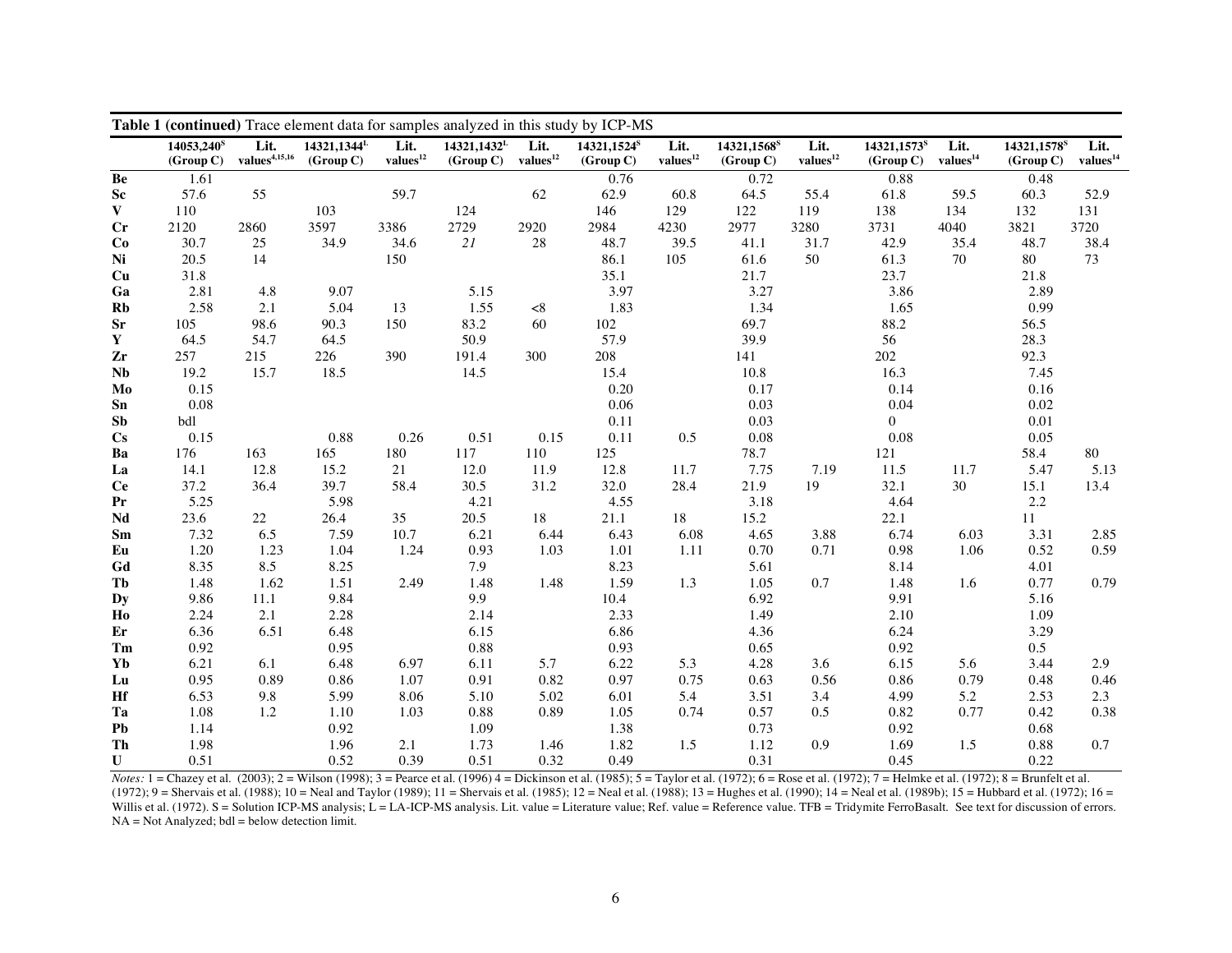**Table 1 (continued)** Trace element data for samples analyzed in this study by ICP-MS

| | 14053,240[S] (Group C) | Lit. values[4,15,16] | 14321,1344[L] (Group C) | Lit. values[12] | 14321,1432[L] (Group C) | Lit. values[12] | 14321,1524[S] (Group C) | Lit. values[12] | 14321,1568[S] (Group C) | Lit. values[12] | 14321,1573[S] (Group C) | Lit. values[14] | 14321,1578[S] (Group C) | Lit. values[14] |
|---|---|---|---|---|---|---|---|---|---|---|---|---|---|---|
| **Be** | 1.61 | | | | | | 0.76 | | 0.72 | | 0.88 | | 0.48 | |
| **Sc** | 57.6 | 55 | | 59.7 | | 62 | 62.9 | 60.8 | 64.5 | 55.4 | 61.8 | 59.5 | 60.3 | 52.9 |
| **V** | 110 | | 103 | | 124 | | 146 | 129 | 122 | 119 | 138 | 134 | 132 | 131 |
| **Cr** | 2120 | 2860 | 3597 | 3386 | 2729 | 2920 | 2984 | 4230 | 2977 | 3280 | 3731 | 4040 | 3821 | 3720 |
| **Co** | 30.7 | 25 | 34.9 | 34.6 | *21* | 28 | 48.7 | 39.5 | 41.1 | 31.7 | 42.9 | 35.4 | 48.7 | 38.4 |
| **Ni** | 20.5 | 14 | | 150 | | | 86.1 | 105 | 61.6 | 50 | 61.3 | 70 | 80 | 73 |
| **Cu** | 31.8 | | | | | | 35.1 | | 21.7 | | 23.7 | | 21.8 | |
| **Ga** | 2.81 | 4.8 | 9.07 | | 5.15 | | 3.97 | | 3.27 | | 3.86 | | 2.89 | |
| **Rb** | 2.58 | 2.1 | 5.04 | 13 | 1.55 | <8 | 1.83 | | 1.34 | | 1.65 | | 0.99 | |
| **Sr** | 105 | 98.6 | 90.3 | 150 | 83.2 | 60 | 102 | | 69.7 | | 88.2 | | 56.5 | |
| **Y** | 64.5 | 54.7 | 64.5 | | 50.9 | | 57.9 | | 39.9 | | 56 | | 28.3 | |
| **Zr** | 257 | 215 | 226 | 390 | 191.4 | 300 | 208 | | 141 | | 202 | | 92.3 | |
| **Nb** | 19.2 | 15.7 | 18.5 | | 14.5 | | 15.4 | | 10.8 | | 16.3 | | 7.45 | |
| **Mo** | 0.15 | | | | | | 0.20 | | 0.17 | | 0.14 | | 0.16 | |
| **Sn** | 0.08 | | | | | | 0.06 | | 0.03 | | 0.04 | | 0.02 | |
| **Sb** | bdl | | | | | | 0.11 | | 0.03 | | 0 | | 0.01 | |
| **Cs** | 0.15 | | 0.88 | 0.26 | 0.51 | 0.15 | 0.11 | 0.5 | 0.08 | | 0.08 | | 0.05 | |
| **Ba** | 176 | 163 | 165 | 180 | 117 | 110 | 125 | | 78.7 | | 121 | | 58.4 | 80 |
| **La** | 14.1 | 12.8 | 15.2 | 21 | 12.0 | 11.9 | 12.8 | 11.7 | 7.75 | 7.19 | 11.5 | 11.7 | 5.47 | 5.13 |
| **Ce** | 37.2 | 36.4 | 39.7 | 58.4 | 30.5 | 31.2 | 32.0 | 28.4 | 21.9 | 19 | 32.1 | 30 | 15.1 | 13.4 |
| **Pr** | 5.25 | | 5.98 | | 4.21 | | 4.55 | | 3.18 | | 4.64 | | 2.2 | |
| **Nd** | 23.6 | 22 | 26.4 | 35 | 20.5 | 18 | 21.1 | 18 | 15.2 | | 22.1 | | 11 | |
| **Sm** | 7.32 | 6.5 | 7.59 | 10.7 | 6.21 | 6.44 | 6.43 | 6.08 | 4.65 | 3.88 | 6.74 | 6.03 | 3.31 | 2.85 |
| **Eu** | 1.20 | 1.23 | 1.04 | 1.24 | 0.93 | 1.03 | 1.01 | 1.11 | 0.70 | 0.71 | 0.98 | 1.06 | 0.52 | 0.59 |
| **Gd** | 8.35 | 8.5 | 8.25 | | 7.9 | | 8.23 | | 5.61 | | 8.14 | | 4.01 | |
| **Tb** | 1.48 | 1.62 | 1.51 | 2.49 | 1.48 | 1.48 | 1.59 | 1.3 | 1.05 | 0.7 | 1.48 | 1.6 | 0.77 | 0.79 |
| **Dy** | 9.86 | 11.1 | 9.84 | | 9.9 | | 10.4 | | 6.92 | | 9.91 | | 5.16 | |
| **Ho** | 2.24 | 2.1 | 2.28 | | 2.14 | | 2.33 | | 1.49 | | 2.10 | | 1.09 | |
| **Er** | 6.36 | 6.51 | 6.48 | | 6.15 | | 6.86 | | 4.36 | | 6.24 | | 3.29 | |
| **Tm** | 0.92 | | 0.95 | | 0.88 | | 0.93 | | 0.65 | | 0.92 | | 0.5 | |
| **Yb** | 6.21 | 6.1 | 6.48 | 6.97 | 6.11 | 5.7 | 6.22 | 5.3 | 4.28 | 3.6 | 6.15 | 5.6 | 3.44 | 2.9 |
| **Lu** | 0.95 | 0.89 | 0.86 | 1.07 | 0.91 | 0.82 | 0.97 | 0.75 | 0.63 | 0.56 | 0.86 | 0.79 | 0.48 | 0.46 |
| **Hf** | 6.53 | 9.8 | 5.99 | 8.06 | 5.10 | 5.02 | 6.01 | 5.4 | 3.51 | 3.4 | 4.99 | 5.2 | 2.53 | 2.3 |
| **Ta** | 1.08 | 1.2 | 1.10 | 1.03 | 0.88 | 0.89 | 1.05 | 0.74 | 0.57 | 0.5 | 0.82 | 0.77 | 0.42 | 0.38 |
| **Pb** | 1.14 | | 0.92 | | 1.09 | | 1.38 | | 0.73 | | 0.92 | | 0.68 | |
| **Th** | 1.98 | | 1.96 | 2.1 | 1.73 | 1.46 | 1.82 | 1.5 | 1.12 | 0.9 | 1.69 | 1.5 | 0.88 | 0.7 |
| **U** | 0.51 | | 0.52 | 0.39 | 0.51 | 0.32 | 0.49 | | 0.31 | | 0.45 | | 0.22 | |

*Notes:* 1 = Chazey et al. (2003); 2 = Wilson (1998); 3 = Pearce et al. (1996) 4 = Dickinson et al. (1985); 5 = Taylor et al. (1972); 6 = Rose et al. (1972); 7 = Helmke et al. (1972); 8 = Brunfelt et al. (1972); 9 = Shervais et al. (1988); 10 = Neal and Taylor (1989); 11 = Shervais et al. (1985); 12 = Neal et al. (1988); 13 = Hughes et al. (1990); 14 = Neal et al. (1989b); 15 = Hubbard et al. (1972); 16 = Willis et al. (1972). S = Solution ICP-MS analysis; L = LA-ICP-MS analysis. Lit. value = Literature value; Ref. value = Reference value. TFB = Tridymite FerroBasalt. See text for discussion of errors. NA = Not Analyzed; bdl = below detection limit.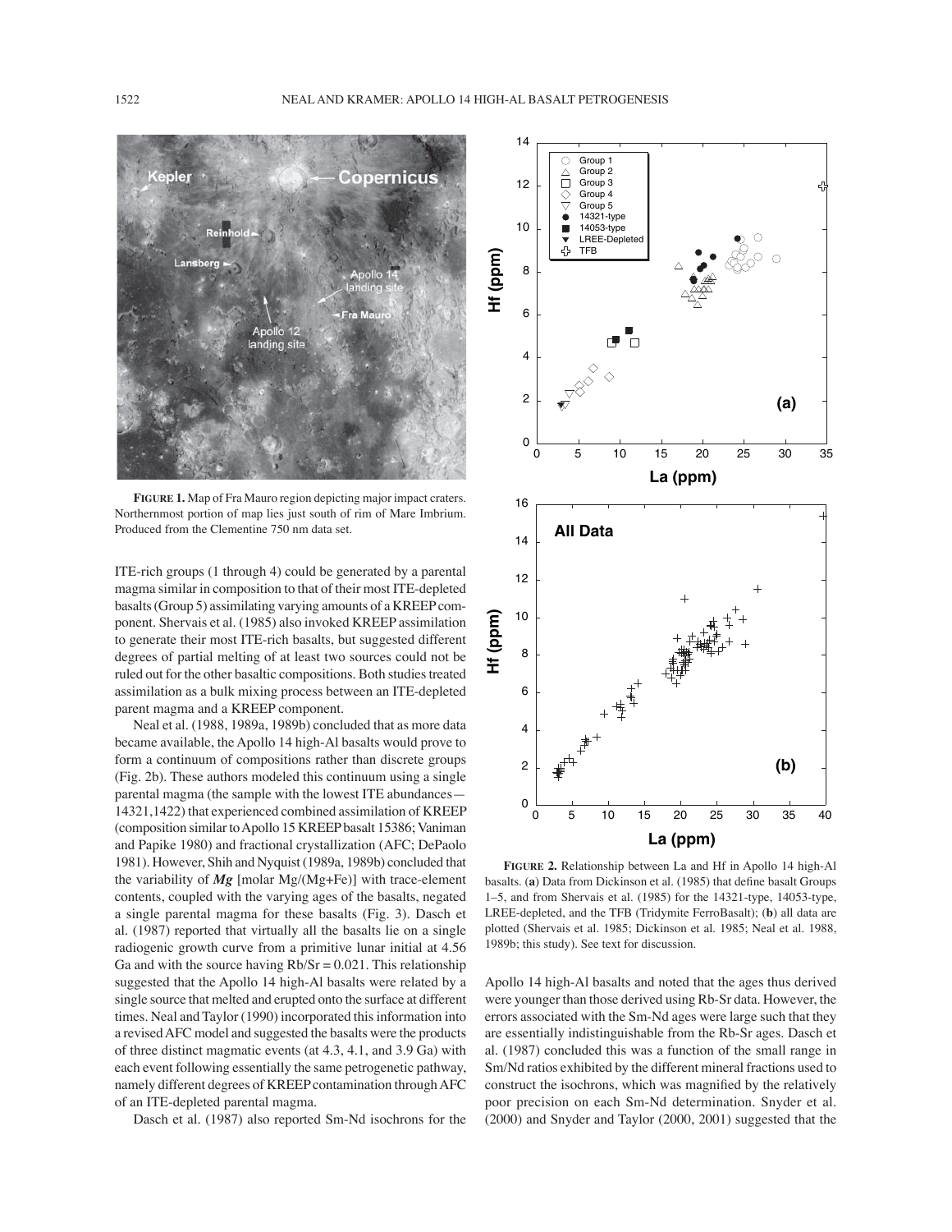FIGURE 1. Map of Fra Mauro region depicting major impact craters. Northernmost portion of map lies just south of rim of Mare Imbrium. Produced from the Clementine 750 nm data set.

ITE-rich groups (1 through 4) could be generated by a parental magma similar in composition to that of their most ITE-depleted basalts (Group 5) assimilating varying amounts of a KREEP component. Shervais et al. (1985) also invoked KREEP assimilation to generate their most ITE-rich basalts, but suggested different degrees of partial melting of at least two sources could not be ruled out for the other basaltic compositions. Both studies treated assimilation as a bulk mixing process between an ITE-depleted parent magma and a KREEP component.

Neal et al. (1988, 1989a, 1989b) concluded that as more data became available, the Apollo 14 high-Al basalts would prove to form a continuum of compositions rather than discrete groups (Fig. 2b). These authors modeled this continuum using a single parental magma (the sample with the lowest ITE abundances—14321,1422) that experienced combined assimilation of KREEP (composition similar to Apollo 15 KREEP basalt 15386; Vaniman and Papike 1980) and fractional crystallization (AFC; DePaolo 1981). However, Shih and Nyquist (1989a, 1989b) concluded that the variability of ***Mg*** [molar Mg/(Mg+Fe)] with trace-element contents, coupled with the varying ages of the basalts, negated a single parental magma for these basalts (Fig. 3). Dasch et al. (1987) reported that virtually all the basalts lie on a single radiogenic growth curve from a primitive lunar initial at 4.56 Ga and with the source having Rb/Sr = 0.021. This relationship suggested that the Apollo 14 high-Al basalts were related by a single source that melted and erupted onto the surface at different times. Neal and Taylor (1990) incorporated this information into a revised AFC model and suggested the basalts were the products of three distinct magmatic events (at 4.3, 4.1, and 3.9 Ga) with each event following essentially the same petrogenetic pathway, namely different degrees of KREEP contamination through AFC of an ITE-depleted parental magma.

Dasch et al. (1987) also reported Sm-Nd isochrons for the Apollo 14 high-Al basalts and noted that the ages thus derived were younger than those derived using Rb-Sr data. However, the errors associated with the Sm-Nd ages were large such that they are essentially indistinguishable from the Rb-Sr ages. Dasch et al. (1987) concluded this was a function of the small range in Sm/Nd ratios exhibited by the different mineral fractions used to construct the isochrons, which was magnified by the relatively poor precision on each Sm-Nd determination. Snyder et al. (2000) and Snyder and Taylor (2000, 2001) suggested that the

FIGURE 2. Relationship between La and Hf in Apollo 14 high-Al basalts. (**a**) Data from Dickinson et al. (1985) that define basalt Groups 1–5, and from Shervais et al. (1985) for the 14321-type, 14053-type, LREE-depleted, and the TFB (Tridymite FerroBasalt); (**b**) all data are plotted (Shervais et al. 1985; Dickinson et al. 1985; Neal et al. 1988, 1989b; this study). See text for discussion.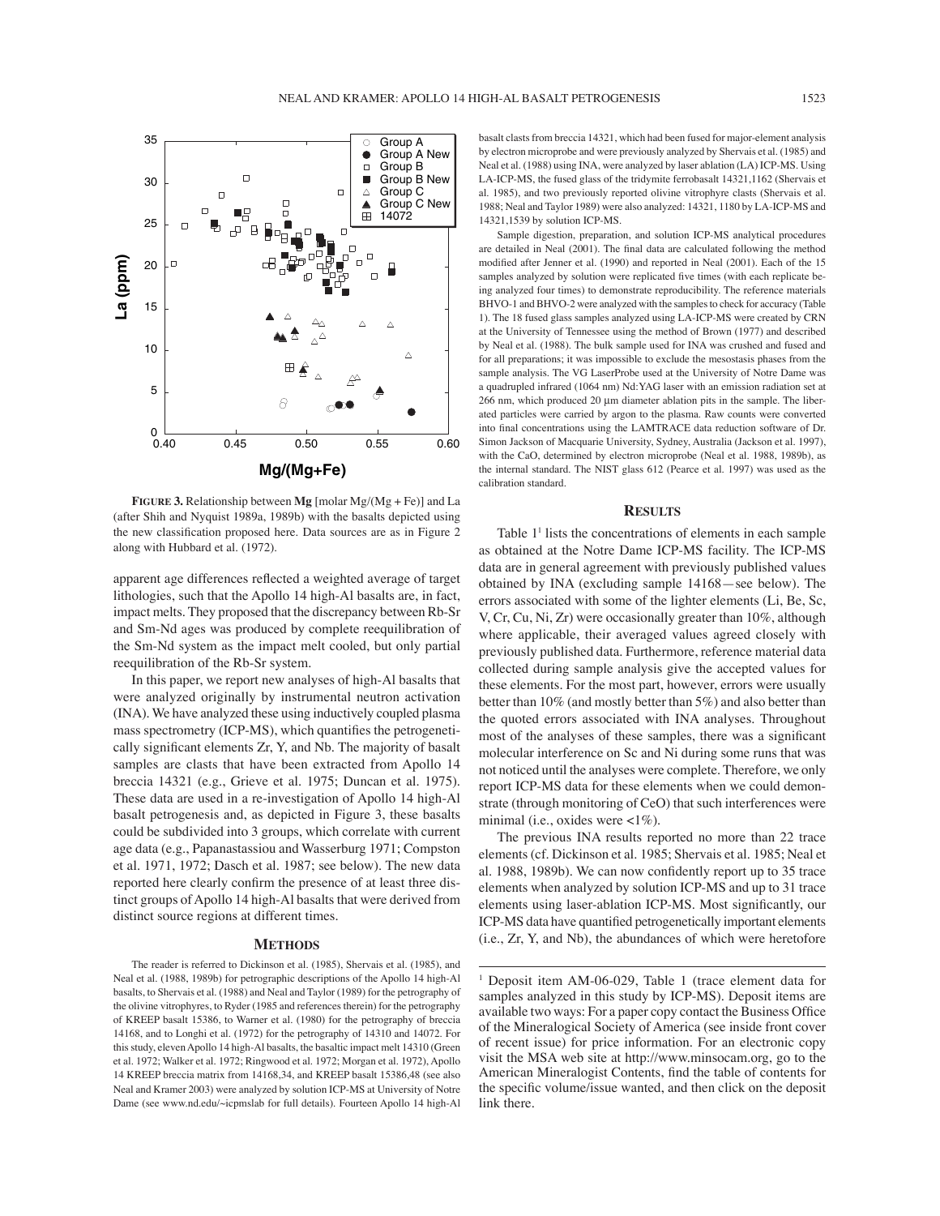**FIGURE 3.** Relationship between **Mg** [molar Mg/(Mg + Fe)] and La (after Shih and Nyquist 1989a, 1989b) with the basalts depicted using the new classification proposed here. Data sources are as in Figure 2 along with Hubbard et al. (1972).

apparent age differences reflected a weighted average of target lithologies, such that the Apollo 14 high-Al basalts are, in fact, impact melts. They proposed that the discrepancy between Rb-Sr and Sm-Nd ages was produced by complete reequilibration of the Sm-Nd system as the impact melt cooled, but only partial reequilibration of the Rb-Sr system.

In this paper, we report new analyses of high-Al basalts that were analyzed originally by instrumental neutron activation (INA). We have analyzed these using inductively coupled plasma mass spectrometry (ICP-MS), which quantifies the petrogenetically significant elements Zr, Y, and Nb. The majority of basalt samples are clasts that have been extracted from Apollo 14 breccia 14321 (e.g., Grieve et al. 1975; Duncan et al. 1975). These data are used in a re-investigation of Apollo 14 high-Al basalt petrogenesis and, as depicted in Figure 3, these basalts could be subdivided into 3 groups, which correlate with current age data (e.g., Papanastassiou and Wasserburg 1971; Compston et al. 1971, 1972; Dasch et al. 1987; see below). The new data reported here clearly confirm the presence of at least three distinct groups of Apollo 14 high-Al basalts that were derived from distinct source regions at different times.

## METHODS

The reader is referred to Dickinson et al. (1985), Shervais et al. (1985), and Neal et al. (1988, 1989b) for petrographic descriptions of the Apollo 14 high-Al basalts, to Shervais et al. (1988) and Neal and Taylor (1989) for the petrography of the olivine vitrophyres, to Ryder (1985 and references therein) for the petrography of KREEP basalt 15386, to Warner et al. (1980) for the petrography of breccia 14168, and to Longhi et al. (1972) for the petrography of 14310 and 14072. For this study, eleven Apollo 14 high-Al basalts, the basaltic impact melt 14310 (Green et al. 1972; Walker et al. 1972; Ringwood et al. 1972; Morgan et al. 1972), Apollo 14 KREEP breccia matrix from 14168,34, and KREEP basalt 15386,48 (see also Neal and Kramer 2003) were analyzed by solution ICP-MS at University of Notre Dame (see www.nd.edu/~icpmslab for full details). Fourteen Apollo 14 high-Al basalt clasts from breccia 14321, which had been fused for major-element analysis by electron microprobe and were previously analyzed by Shervais et al. (1985) and Neal et al. (1988) using INA, were analyzed by laser ablation (LA) ICP-MS. Using LA-ICP-MS, the fused glass of the tridymite ferrobasalt 14321,1162 (Shervais et al. 1985), and two previously reported olivine vitrophyre clasts (Shervais et al. 1988; Neal and Taylor 1989) were also analyzed: 14321, 1180 by LA-ICP-MS and 14321,1539 by solution ICP-MS.

Sample digestion, preparation, and solution ICP-MS analytical procedures are detailed in Neal (2001). The final data are calculated following the method modified after Jenner et al. (1990) and reported in Neal (2001). Each of the 15 samples analyzed by solution were replicated five times (with each replicate being analyzed four times) to demonstrate reproducibility. The reference materials BHVO-1 and BHVO-2 were analyzed with the samples to check for accuracy (Table 1). The 18 fused glass samples analyzed using LA-ICP-MS were created by CRN at the University of Tennessee using the method of Brown (1977) and described by Neal et al. (1988). The bulk sample used for INA was crushed and fused and for all preparations; it was impossible to exclude the mesostasis phases from the sample analysis. The VG LaserProbe used at the University of Notre Dame was a quadrupled infrared (1064 nm) Nd:YAG laser with an emission radiation set at 266 nm, which produced 20 μm diameter ablation pits in the sample. The liberated particles were carried by argon to the plasma. Raw counts were converted into final concentrations using the LAMTRACE data reduction software of Dr. Simon Jackson of Macquarie University, Sydney, Australia (Jackson et al. 1997), with the CaO, determined by electron microprobe (Neal et al. 1988, 1989b), as the internal standard. The NIST glass 612 (Pearce et al. 1997) was used as the calibration standard.

## RESULTS

Table 1[1] lists the concentrations of elements in each sample as obtained at the Notre Dame ICP-MS facility. The ICP-MS data are in general agreement with previously published values obtained by INA (excluding sample 14168—see below). The errors associated with some of the lighter elements (Li, Be, Sc, V, Cr, Cu, Ni, Zr) were occasionally greater than 10%, although where applicable, their averaged values agreed closely with previously published data. Furthermore, reference material data collected during sample analysis give the accepted values for these elements. For the most part, however, errors were usually better than 10% (and mostly better than 5%) and also better than the quoted errors associated with INA analyses. Throughout most of the analyses of these samples, there was a significant molecular interference on Sc and Ni during some runs that was not noticed until the analyses were complete. Therefore, we only report ICP-MS data for these elements when we could demonstrate (through monitoring of CeO) that such interferences were minimal (i.e., oxides were <1%).

The previous INA results reported no more than 22 trace elements (cf. Dickinson et al. 1985; Shervais et al. 1985; Neal et al. 1988, 1989b). We can now confidently report up to 35 trace elements when analyzed by solution ICP-MS and up to 31 trace elements using laser-ablation ICP-MS. Most significantly, our ICP-MS data have quantified petrogenetically important elements (i.e., Zr, Y, and Nb), the abundances of which were heretofore

---

[1] Deposit item AM-06-029, Table 1 (trace element data for samples analyzed in this study by ICP-MS). Deposit items are available two ways: For a paper copy contact the Business Office of the Mineralogical Society of America (see inside front cover of recent issue) for price information. For an electronic copy visit the MSA web site at http://www.minsocam.org, go to the American Mineralogist Contents, find the table of contents for the specific volume/issue wanted, and then click on the deposit link there.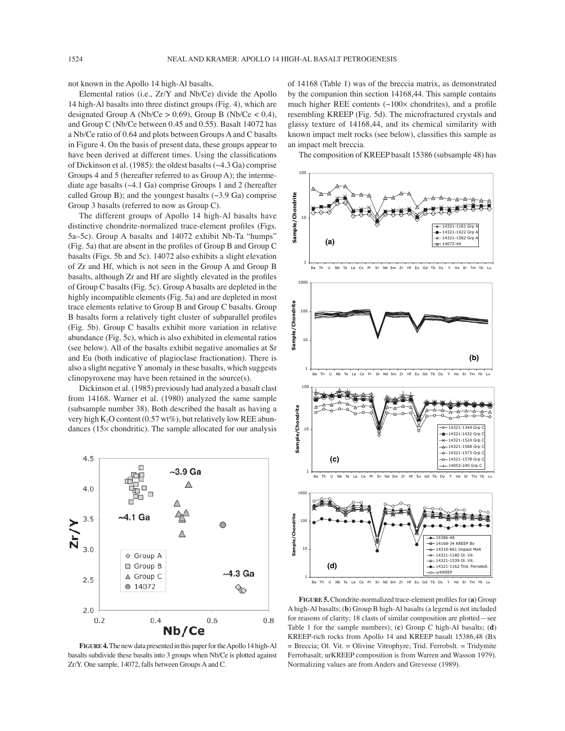not known in the Apollo 14 high-Al basalts.

Elemental ratios (i.e., Zr/Y and Nb/Ce) divide the Apollo 14 high-Al basalts into three distinct groups (Fig. 4), which are designated Group A (Nb/Ce > 0.69), Group B (Nb/Ce < 0.4), and Group C (Nb/Ce between 0.45 and 0.55). Basalt 14072 has a Nb/Ce ratio of 0.64 and plots between Groups A and C basalts in Figure 4. On the basis of present data, these groups appear to have been derived at different times. Using the classifications of Dickinson et al. (1985): the oldest basalts (~4.3 Ga) comprise Groups 4 and 5 (hereafter referred to as Group A); the intermediate age basalts (~4.1 Ga) comprise Groups 1 and 2 (hereafter called Group B); and the youngest basalts (~3.9 Ga) comprise Group 3 basalts (referred to now as Group C).

The different groups of Apollo 14 high-Al basalts have distinctive chondrite-normalized trace-element profiles (Figs. 5a–5c). Group A basalts and 14072 exhibit Nb-Ta "humps" (Fig. 5a) that are absent in the profiles of Group B and Group C basalts (Figs. 5b and 5c). 14072 also exhibits a slight elevation of Zr and Hf, which is not seen in the Group A and Group B basalts, although Zr and Hf are slightly elevated in the profiles of Group C basalts (Fig. 5c). Group A basalts are depleted in the highly incompatible elements (Fig. 5a) and are depleted in most trace elements relative to Group B and Group C basalts. Group B basalts form a relatively tight cluster of subparallel profiles (Fig. 5b). Group C basalts exhibit more variation in relative abundance (Fig. 5c), which is also exhibited in elemental ratios (see below). All of the basalts exhibit negative anomalies at Sr and Eu (both indicative of plagioclase fractionation). There is also a slight negative Y anomaly in these basalts, which suggests clinopyroxene may have been retained in the source(s).

Dickinson et al. (1985) previously had analyzed a basalt clast from 14168. Warner et al. (1980) analyzed the same sample (subsample number 38). Both described the basalt as having a very high $K_2O$ content (0.57 wt%), but relatively low REE abundances (15× chondritic). The sample allocated for our analysis of 14168 (Table 1) was of the breccia matrix, as demonstrated by the companion thin section 14168,44. This sample contains much higher REE contents (~100× chondrites), and a profile resembling KREEP (Fig. 5d). The microfractured crystals and glassy texture of 14168,44, and its chemical similarity with known impact melt rocks (see below), classifies this sample as an impact melt breccia.

The composition of KREEP basalt 15386 (subsample 48) has

**FIGURE 4.** The new data presented in this paper for the Apollo 14 high-Al basalts subdivide these basalts into 3 groups when Nb/Ce is plotted against Zr/Y. One sample, 14072, falls between Groups A and C.

**FIGURE 5.** Chondrite-normalized trace-element profiles for (**a**) Group A high-Al basalts; (**b**) Group B high-Al basalts (a legend is not included for reasons of clarity; 18 clasts of similar composition are plotted—see Table 1 for the sample numbers); (**c**) Group C high-Al basalts; (**d**) KREEP-rich rocks from Apollo 14 and KREEP basalt 15386,48 (Bx = Breccia; Ol. Vit. = Olivine Vitrophyre; Trid. Ferrobslt. = Tridymite Ferrobasalt; urKREEP composition is from Warren and Wasson 1979). Normalizing values are from Anders and Grevesse (1989).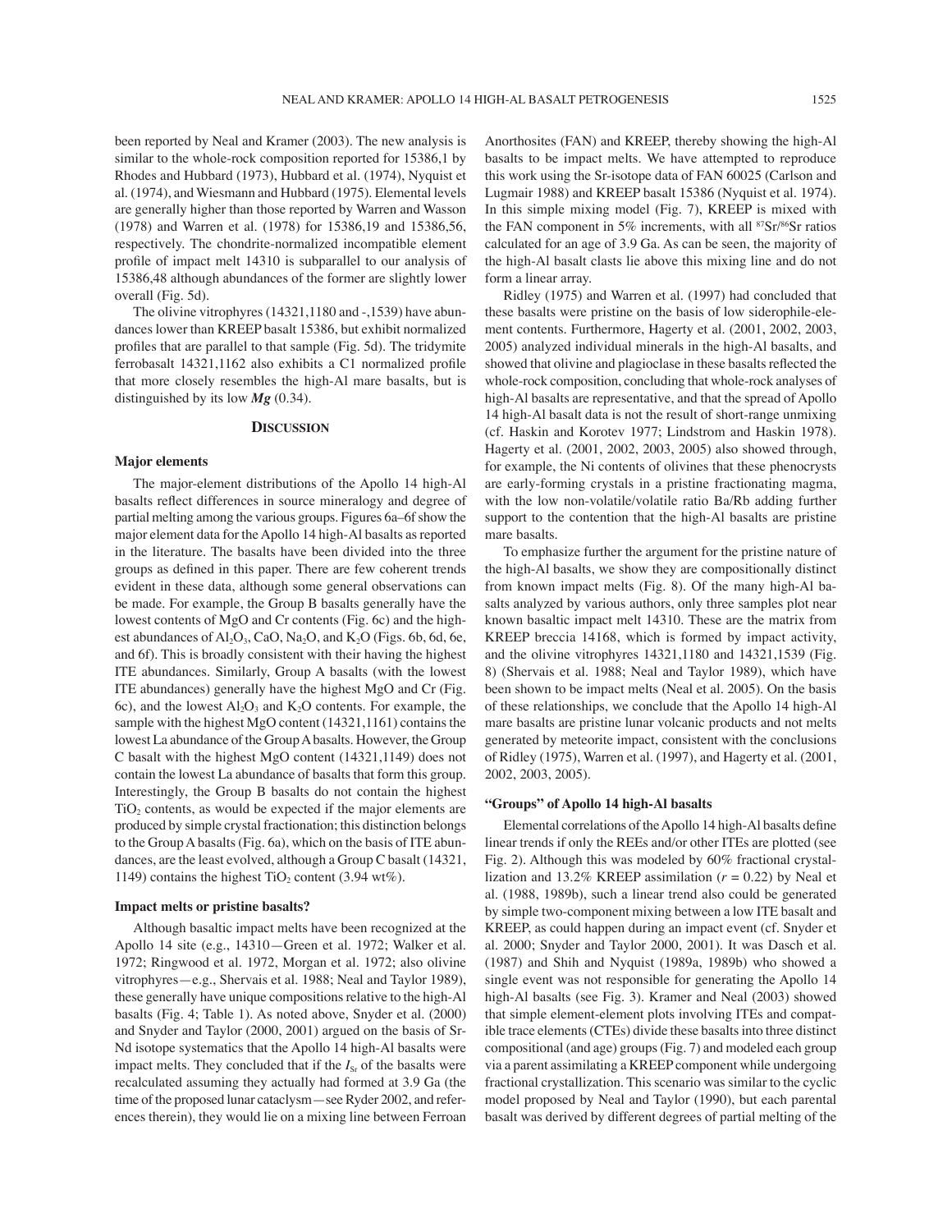been reported by Neal and Kramer (2003). The new analysis is similar to the whole-rock composition reported for 15386,1 by Rhodes and Hubbard (1973), Hubbard et al. (1974), Nyquist et al. (1974), and Wiesmann and Hubbard (1975). Elemental levels are generally higher than those reported by Warren and Wasson (1978) and Warren et al. (1978) for 15386,19 and 15386,56, respectively. The chondrite-normalized incompatible element profile of impact melt 14310 is subparallel to our analysis of 15386,48 although abundances of the former are slightly lower overall (Fig. 5d).

The olivine vitrophyres (14321,1180 and -,1539) have abundances lower than KREEP basalt 15386, but exhibit normalized profiles that are parallel to that sample (Fig. 5d). The tridymite ferrobasalt 14321,1162 also exhibits a C1 normalized profile that more closely resembles the high-Al mare basalts, but is distinguished by its low ***Mg*** (0.34).

## Discussion

### Major elements

The major-element distributions of the Apollo 14 high-Al basalts reflect differences in source mineralogy and degree of partial melting among the various groups. Figures 6a–6f show the major element data for the Apollo 14 high-Al basalts as reported in the literature. The basalts have been divided into the three groups as defined in this paper. There are few coherent trends evident in these data, although some general observations can be made. For example, the Group B basalts generally have the lowest contents of MgO and Cr contents (Fig. 6c) and the highest abundances of $Al_2O_3$, CaO, $Na_2O$, and $K_2O$ (Figs. 6b, 6d, 6e, and 6f). This is broadly consistent with their having the highest ITE abundances. Similarly, Group A basalts (with the lowest ITE abundances) generally have the highest MgO and Cr (Fig. 6c), and the lowest $Al_2O_3$ and $K_2O$ contents. For example, the sample with the highest MgO content (14321,1161) contains the lowest La abundance of the Group A basalts. However, the Group C basalt with the highest MgO content (14321,1149) does not contain the lowest La abundance of basalts that form this group. Interestingly, the Group B basalts do not contain the highest $TiO_2$ contents, as would be expected if the major elements are produced by simple crystal fractionation; this distinction belongs to the Group A basalts (Fig. 6a), which on the basis of ITE abundances, are the least evolved, although a Group C basalt (14321, 1149) contains the highest $TiO_2$ content (3.94 wt%).

### Impact melts or pristine basalts?

Although basaltic impact melts have been recognized at the Apollo 14 site (e.g., 14310—Green et al. 1972; Walker et al. 1972; Ringwood et al. 1972, Morgan et al. 1972; also olivine vitrophyres—e.g., Shervais et al. 1988; Neal and Taylor 1989), these generally have unique compositions relative to the high-Al basalts (Fig. 4; Table 1). As noted above, Snyder et al. (2000) and Snyder and Taylor (2000, 2001) argued on the basis of Sr-Nd isotope systematics that the Apollo 14 high-Al basalts were impact melts. They concluded that if the $I_{Sr}$ of the basalts were recalculated assuming they actually had formed at 3.9 Ga (the time of the proposed lunar cataclysm—see Ryder 2002, and references therein), they would lie on a mixing line between Ferroan Anorthosites (FAN) and KREEP, thereby showing the high-Al basalts to be impact melts. We have attempted to reproduce this work using the Sr-isotope data of FAN 60025 (Carlson and Lugmair 1988) and KREEP basalt 15386 (Nyquist et al. 1974). In this simple mixing model (Fig. 7), KREEP is mixed with the FAN component in 5% increments, with all $^{87}Sr/^{86}Sr$ ratios calculated for an age of 3.9 Ga. As can be seen, the majority of the high-Al basalt clasts lie above this mixing line and do not form a linear array.

Ridley (1975) and Warren et al. (1997) had concluded that these basalts were pristine on the basis of low siderophile-element contents. Furthermore, Hagerty et al. (2001, 2002, 2003, 2005) analyzed individual minerals in the high-Al basalts, and showed that olivine and plagioclase in these basalts reflected the whole-rock composition, concluding that whole-rock analyses of high-Al basalts are representative, and that the spread of Apollo 14 high-Al basalt data is not the result of short-range unmixing (cf. Haskin and Korotev 1977; Lindstrom and Haskin 1978). Hagerty et al. (2001, 2002, 2003, 2005) also showed through, for example, the Ni contents of olivines that these phenocrysts are early-forming crystals in a pristine fractionating magma, with the low non-volatile/volatile ratio Ba/Rb adding further support to the contention that the high-Al basalts are pristine mare basalts.

To emphasize further the argument for the pristine nature of the high-Al basalts, we show they are compositionally distinct from known impact melts (Fig. 8). Of the many high-Al basalts analyzed by various authors, only three samples plot near known basaltic impact melt 14310. These are the matrix from KREEP breccia 14168, which is formed by impact activity, and the olivine vitrophyres 14321,1180 and 14321,1539 (Fig. 8) (Shervais et al. 1988; Neal and Taylor 1989), which have been shown to be impact melts (Neal et al. 2005). On the basis of these relationships, we conclude that the Apollo 14 high-Al mare basalts are pristine lunar volcanic products and not melts generated by meteorite impact, consistent with the conclusions of Ridley (1975), Warren et al. (1997), and Hagerty et al. (2001, 2002, 2003, 2005).

### "Groups" of Apollo 14 high-Al basalts

Elemental correlations of the Apollo 14 high-Al basalts define linear trends if only the REEs and/or other ITEs are plotted (see Fig. 2). Although this was modeled by 60% fractional crystallization and 13.2% KREEP assimilation ($r = 0.22$) by Neal et al. (1988, 1989b), such a linear trend also could be generated by simple two-component mixing between a low ITE basalt and KREEP, as could happen during an impact event (cf. Snyder et al. 2000; Snyder and Taylor 2000, 2001). It was Dasch et al. (1987) and Shih and Nyquist (1989a, 1989b) who showed a single event was not responsible for generating the Apollo 14 high-Al basalts (see Fig. 3). Kramer and Neal (2003) showed that simple element-element plots involving ITEs and compatible trace elements (CTEs) divide these basalts into three distinct compositional (and age) groups (Fig. 7) and modeled each group via a parent assimilating a KREEP component while undergoing fractional crystallization. This scenario was similar to the cyclic model proposed by Neal and Taylor (1990), but each parental basalt was derived by different degrees of partial melting of the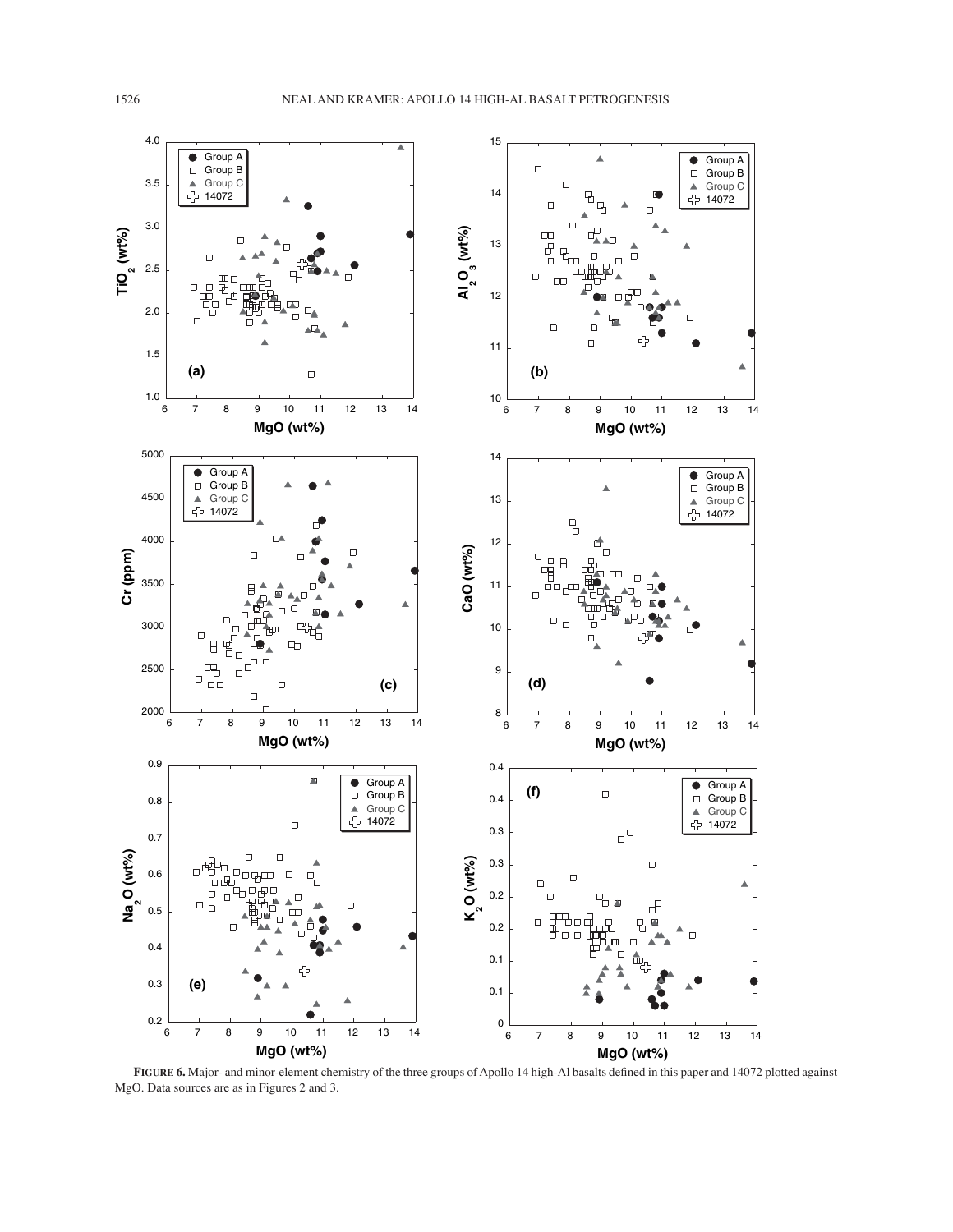**FIGURE 6.** Major- and minor-element chemistry of the three groups of Apollo 14 high-Al basalts defined in this paper and 14072 plotted against MgO. Data sources are as in Figures 2 and 3.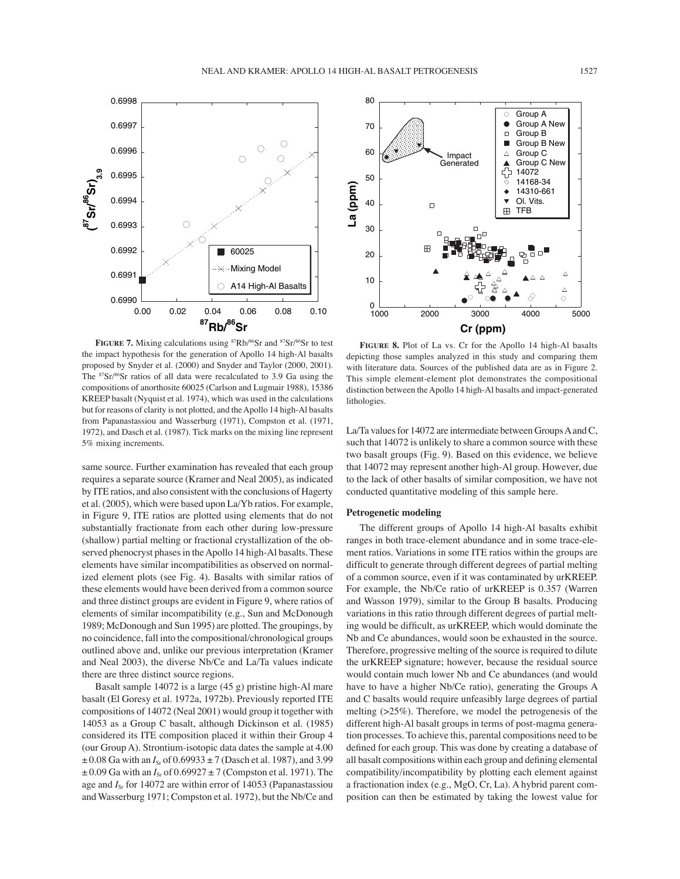**FIGURE 7.** Mixing calculations using $^{87}Rb/^{86}Sr$ and $^{87}Sr/^{86}Sr$ to test the impact hypothesis for the generation of Apollo 14 high-Al basalts proposed by Snyder et al. (2000) and Snyder and Taylor (2000, 2001). The $^{87}Sr/^{86}Sr$ ratios of all data were recalculated to 3.9 Ga using the compositions of anorthosite 60025 (Carlson and Lugmair 1988), 15386 KREEP basalt (Nyquist et al. 1974), which was used in the calculations but for reasons of clarity is not plotted, and the Apollo 14 high-Al basalts from Papanastassiou and Wasserburg (1971), Compston et al. (1971, 1972), and Dasch et al. (1987). Tick marks on the mixing line represent 5% mixing increments.

**FIGURE 8.** Plot of La vs. Cr for the Apollo 14 high-Al basalts depicting those samples analyzed in this study and comparing them with literature data. Sources of the published data are as in Figure 2. This simple element-element plot demonstrates the compositional distinction between the Apollo 14 high-Al basalts and impact-generated lithologies.

same source. Further examination has revealed that each group requires a separate source (Kramer and Neal 2005), as indicated by ITE ratios, and also consistent with the conclusions of Hagerty et al. (2005), which were based upon La/Yb ratios. For example, in Figure 9, ITE ratios are plotted using elements that do not substantially fractionate from each other during low-pressure (shallow) partial melting or fractional crystallization of the observed phenocryst phases in the Apollo 14 high-Al basalts. These elements have similar incompatibilities as observed on normalized element plots (see Fig. 4). Basalts with similar ratios of these elements would have been derived from a common source and three distinct groups are evident in Figure 9, where ratios of elements of similar incompatibility (e.g., Sun and McDonough 1989; McDonough and Sun 1995) are plotted. The groupings, by no coincidence, fall into the compositional/chronological groups outlined above and, unlike our previous interpretation (Kramer and Neal 2003), the diverse Nb/Ce and La/Ta values indicate there are three distinct source regions.

Basalt sample 14072 is a large (45 g) pristine high-Al mare basalt (El Goresy et al. 1972a, 1972b). Previously reported ITE compositions of 14072 (Neal 2001) would group it together with 14053 as a Group C basalt, although Dickinson et al. (1985) considered its ITE composition placed it within their Group 4 (our Group A). Strontium-isotopic data dates the sample at 4.00 ± 0.08 Ga with an $I_{Sr}$ of 0.69933 ± 7 (Dasch et al. 1987), and 3.99 ± 0.09 Ga with an $I_{Sr}$ of 0.69927 ± 7 (Compston et al. 1971). The age and $I_{Sr}$ for 14072 are within error of 14053 (Papanastassiou and Wasserburg 1971; Compston et al. 1972), but the Nb/Ce and La/Ta values for 14072 are intermediate between Groups A and C, such that 14072 is unlikely to share a common source with these two basalt groups (Fig. 9). Based on this evidence, we believe that 14072 may represent another high-Al group. However, due to the lack of other basalts of similar composition, we have not conducted quantitative modeling of this sample here.

### Petrogenetic modeling

The different groups of Apollo 14 high-Al basalts exhibit ranges in both trace-element abundance and in some trace-element ratios. Variations in some ITE ratios within the groups are difficult to generate through different degrees of partial melting of a common source, even if it was contaminated by urKREEP. For example, the Nb/Ce ratio of urKREEP is 0.357 (Warren and Wasson 1979), similar to the Group B basalts. Producing variations in this ratio through different degrees of partial melting would be difficult, as urKREEP, which would dominate the Nb and Ce abundances, would soon be exhausted in the source. Therefore, progressive melting of the source is required to dilute the urKREEP signature; however, because the residual source would contain much lower Nb and Ce abundances (and would have to have a higher Nb/Ce ratio), generating the Groups A and C basalts would require unfeasibly large degrees of partial melting (>25%). Therefore, we model the petrogenesis of the different high-Al basalt groups in terms of post-magma generation processes. To achieve this, parental compositions need to be defined for each group. This was done by creating a database of all basalt compositions within each group and defining elemental compatibility/incompatibility by plotting each element against a fractionation index (e.g., MgO, Cr, La). A hybrid parent composition can then be estimated by taking the lowest value for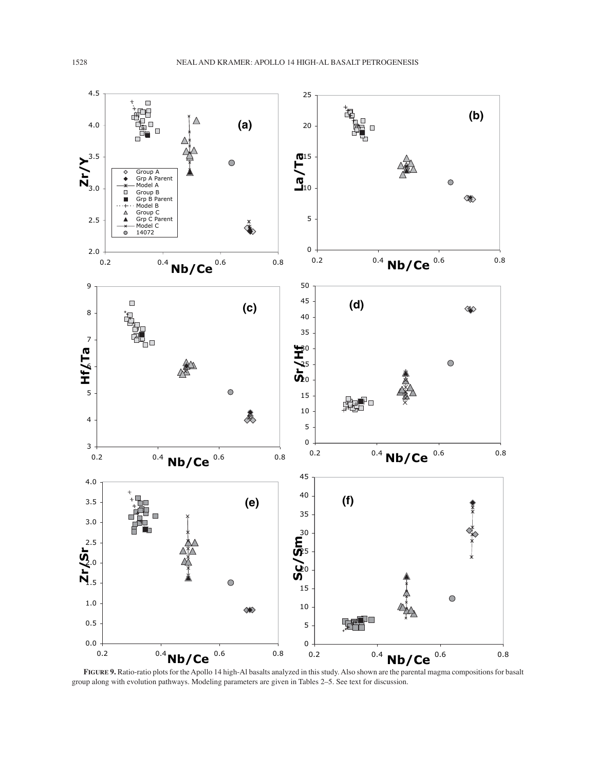**FIGURE 9.** Ratio-ratio plots for the Apollo 14 high-Al basalts analyzed in this study. Also shown are the parental magma compositions for basalt group along with evolution pathways. Modeling parameters are given in Tables 2–5. See text for discussion.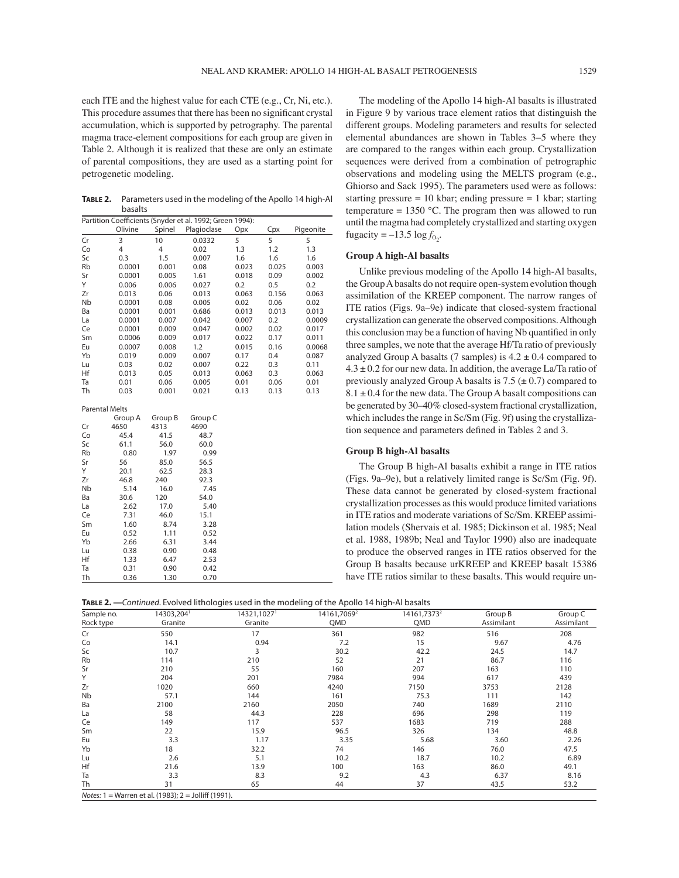each ITE and the highest value for each CTE (e.g., Cr, Ni, etc.). This procedure assumes that there has been no significant crystal accumulation, which is supported by petrography. The parental magma trace-element compositions for each group are given in Table 2. Although it is realized that these are only an estimate of parental compositions, they are used as a starting point for petrogenetic modeling.

**Table 2.** Parameters used in the modeling of the Apollo 14 high-Al basalts

Partition Coefficients (Snyder et al. 1992; Green 1994):

| | Olivine | Spinel | Plagioclase | Opx | Cpx | Pigeonite |
|---|---|---|---|---|---|---|
| Cr | 3 | 10 | 0.0332 | 5 | 5 | 5 |
| Co | 4 | 4 | 0.02 | 1.3 | 1.2 | 1.3 |
| Sc | 0.3 | 1.5 | 0.007 | 1.6 | 1.6 | 1.6 |
| Rb | 0.0001 | 0.001 | 0.08 | 0.023 | 0.025 | 0.003 |
| Sr | 0.0001 | 0.005 | 1.61 | 0.018 | 0.09 | 0.002 |
| Y | 0.006 | 0.006 | 0.027 | 0.2 | 0.5 | 0.2 |
| Zr | 0.013 | 0.06 | 0.013 | 0.063 | 0.156 | 0.063 |
| Nb | 0.0001 | 0.08 | 0.005 | 0.02 | 0.06 | 0.02 |
| Ba | 0.0001 | 0.001 | 0.686 | 0.013 | 0.013 | 0.013 |
| La | 0.0001 | 0.007 | 0.042 | 0.007 | 0.2 | 0.0009 |
| Ce | 0.0001 | 0.009 | 0.047 | 0.002 | 0.02 | 0.017 |
| Sm | 0.0006 | 0.009 | 0.017 | 0.022 | 0.17 | 0.011 |
| Eu | 0.0007 | 0.008 | 1.2 | 0.015 | 0.16 | 0.0068 |
| Yb | 0.019 | 0.009 | 0.007 | 0.17 | 0.4 | 0.087 |
| Lu | 0.03 | 0.02 | 0.007 | 0.22 | 0.3 | 0.11 |
| Hf | 0.013 | 0.05 | 0.013 | 0.063 | 0.3 | 0.063 |
| Ta | 0.01 | 0.06 | 0.005 | 0.01 | 0.06 | 0.01 |
| Th | 0.03 | 0.001 | 0.021 | 0.13 | 0.13 | 0.13 |

Parental Melts

| | Group A | Group B | Group C |
|---|---|---|---|
| Cr | 4650 | 4313 | 4690 |
| Co | 45.4 | 41.5 | 48.7 |
| Sc | 61.1 | 56.0 | 60.0 |
| Rb | 0.80 | 1.97 | 0.99 |
| Sr | 56 | 85.0 | 56.5 |
| Y | 20.1 | 62.5 | 28.3 |
| Zr | 46.8 | 240 | 92.3 |
| Nb | 5.14 | 16.0 | 7.45 |
| Ba | 30.6 | 120 | 54.0 |
| La | 2.62 | 17.0 | 5.40 |
| Ce | 7.31 | 46.0 | 15.1 |
| Sm | 1.60 | 8.74 | 3.28 |
| Eu | 0.52 | 1.11 | 0.52 |
| Yb | 2.66 | 6.31 | 3.44 |
| Lu | 0.38 | 0.90 | 0.48 |
| Hf | 1.33 | 6.47 | 2.53 |
| Ta | 0.31 | 0.90 | 0.42 |
| Th | 0.36 | 1.30 | 0.70 |

The modeling of the Apollo 14 high-Al basalts is illustrated in Figure 9 by various trace element ratios that distinguish the different groups. Modeling parameters and results for selected elemental abundances are shown in Tables 3–5 where they are compared to the ranges within each group. Crystallization sequences were derived from a combination of petrographic observations and modeling using the MELTS program (e.g., Ghiorso and Sack 1995). The parameters used were as follows: starting pressure = 10 kbar; ending pressure = 1 kbar; starting temperature = 1350 °C. The program then was allowed to run until the magma had completely crystallized and starting oxygen fugacity = –13.5 log $f_{O_2}$.

### Group A high-Al basalts

Unlike previous modeling of the Apollo 14 high-Al basalts, the Group A basalts do not require open-system evolution though assimilation of the KREEP component. The narrow ranges of ITE ratios (Figs. 9a–9e) indicate that closed-system fractional crystallization can generate the observed compositions. Although this conclusion may be a function of having Nb quantified in only three samples, we note that the average Hf/Ta ratio of previously analyzed Group A basalts (7 samples) is 4.2 ± 0.4 compared to 4.3 ± 0.2 for our new data. In addition, the average La/Ta ratio of previously analyzed Group A basalts is 7.5 (± 0.7) compared to 8.1 ± 0.4 for the new data. The Group A basalt compositions can be generated by 30–40% closed-system fractional crystallization, which includes the range in Sc/Sm (Fig. 9f) using the crystallization sequence and parameters defined in Tables 2 and 3.

### Group B high-Al basalts

The Group B high-Al basalts exhibit a range in ITE ratios (Figs. 9a–9e), but a relatively limited range is Sc/Sm (Fig. 9f). These data cannot be generated by closed-system fractional crystallization processes as this would produce limited variations in ITE ratios and moderate variations of Sc/Sm. KREEP assimilation models (Shervais et al. 1985; Dickinson et al. 1985; Neal et al. 1988, 1989b; Neal and Taylor 1990) also are inadequate to produce the observed ranges in ITE ratios observed for the Group B basalts because urKREEP and KREEP basalt 15386 have ITE ratios similar to these basalts. This would require un-

**Table 2. —***Continued*. Evolved lithologies used in the modeling of the Apollo 14 high-Al basalts

| Sample no. | 14303,204[1] | 14321,1027[1] | 14161,7069[2] | 14161,7373[2] | Group B | Group C |
|---|---|---|---|---|---|---|
| Rock type | Granite | Granite | QMD | QMD | Assimilant | Assimilant |
| Cr | 550 | 17 | 361 | 982 | 516 | 208 |
| Co | 14.1 | 0.94 | 7.2 | 15 | 9.67 | 4.76 |
| Sc | 10.7 | 3 | 30.2 | 42.2 | 24.5 | 14.7 |
| Rb | 114 | 210 | 52 | 21 | 86.7 | 116 |
| Sr | 210 | 55 | 160 | 207 | 163 | 110 |
| Y | 204 | 201 | 7984 | 994 | 617 | 439 |
| Zr | 1020 | 660 | 4240 | 7150 | 3753 | 2128 |
| Nb | 57.1 | 144 | 161 | 75.3 | 111 | 142 |
| Ba | 2100 | 2160 | 2050 | 740 | 1689 | 2110 |
| La | 58 | 44.3 | 228 | 696 | 298 | 119 |
| Ce | 149 | 117 | 537 | 1683 | 719 | 288 |
| Sm | 22 | 15.9 | 96.5 | 326 | 134 | 48.8 |
| Eu | 3.3 | 1.17 | 3.35 | 5.68 | 3.60 | 2.26 |
| Yb | 18 | 32.2 | 74 | 146 | 76.0 | 47.5 |
| Lu | 2.6 | 5.1 | 10.2 | 18.7 | 10.2 | 6.89 |
| Hf | 21.6 | 13.9 | 100 | 163 | 86.0 | 49.1 |
| Ta | 3.3 | 8.3 | 9.2 | 4.3 | 6.37 | 8.16 |
| Th | 31 | 65 | 44 | 37 | 43.5 | 53.2 |

*Notes:* 1 = Warren et al. (1983); 2 = Jolliff (1991).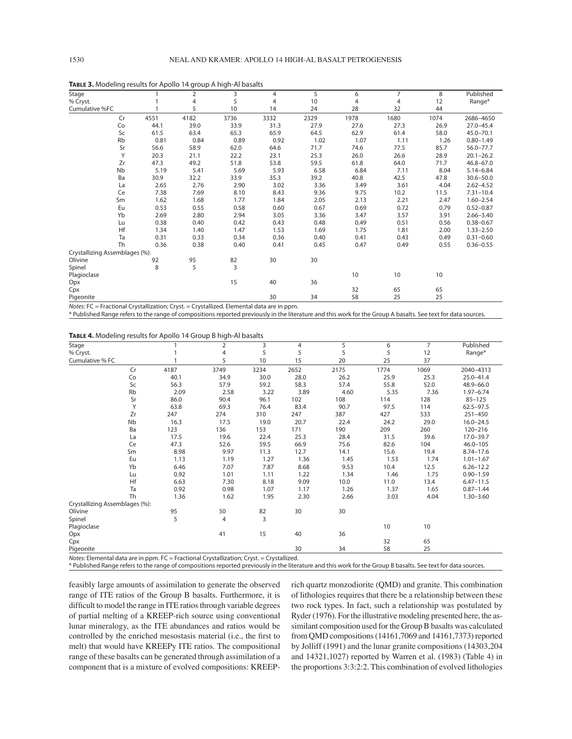**Table 3.** Modeling results for Apollo 14 group A high-Al basalts

| Stage | 1 | 2 | 3 | 4 | 5 | 6 | 7 | 8 | Published |
|---|---|---|---|---|---|---|---|---|---|
| % Cryst. | 1 | 4 | 5 | 4 | 10 | 4 | 4 | 12 | Range* |
| Cumulative %FC | 1 | 5 | 10 | 14 | 24 | 28 | 32 | 44 | |
| Cr | 4551 | 4182 | 3736 | 3332 | 2329 | 1978 | 1680 | 1074 | 2686–4650 |
| Co | 44.1 | 39.0 | 33.9 | 31.3 | 27.9 | 27.6 | 27.3 | 26.9 | 27.0–45.4 |
| Sc | 61.5 | 63.4 | 65.3 | 65.9 | 64.5 | 62.9 | 61.4 | 58.0 | 45.0–70.1 |
| Rb | 0.81 | 0.84 | 0.89 | 0.92 | 1.02 | 1.07 | 1.11 | 1.26 | 0.80–1.49 |
| Sr | 56.6 | 58.9 | 62.0 | 64.6 | 71.7 | 74.6 | 77.5 | 85.7 | 56.0–77.7 |
| Y | 20.3 | 21.1 | 22.2 | 23.1 | 25.3 | 26.0 | 26.6 | 28.9 | 20.1–26.2 |
| Zr | 47.3 | 49.2 | 51.8 | 53.8 | 59.5 | 61.8 | 64.0 | 71.7 | 46.8–67.0 |
| Nb | 5.19 | 5.41 | 5.69 | 5.93 | 6.58 | 6.84 | 7.11 | 8.04 | 5.14–6.84 |
| Ba | 30.9 | 32.2 | 33.9 | 35.3 | 39.2 | 40.8 | 42.5 | 47.8 | 30.6–50.0 |
| La | 2.65 | 2.76 | 2.90 | 3.02 | 3.36 | 3.49 | 3.61 | 4.04 | 2.62–4.52 |
| Ce | 7.38 | 7.69 | 8.10 | 8.43 | 9.36 | 9.75 | 10.2 | 11.5 | 7.31–10.4 |
| Sm | 1.62 | 1.68 | 1.77 | 1.84 | 2.05 | 2.13 | 2.21 | 2.47 | 1.60–2.54 |
| Eu | 0.53 | 0.55 | 0.58 | 0.60 | 0.67 | 0.69 | 0.72 | 0.79 | 0.52–0.87 |
| Yb | 2.69 | 2.80 | 2.94 | 3.05 | 3.36 | 3.47 | 3.57 | 3.91 | 2.66–3.40 |
| Lu | 0.38 | 0.40 | 0.42 | 0.43 | 0.48 | 0.49 | 0.51 | 0.56 | 0.38–0.67 |
| Hf | 1.34 | 1.40 | 1.47 | 1.53 | 1.69 | 1.75 | 1.81 | 2.00 | 1.33–2.50 |
| Ta | 0.31 | 0.33 | 0.34 | 0.36 | 0.40 | 0.41 | 0.43 | 0.49 | 0.31–0.60 |
| Th | 0.36 | 0.38 | 0.40 | 0.41 | 0.45 | 0.47 | 0.49 | 0.55 | 0.36–0.55 |
| Crystallizing Assemblages (%): | | | | | | | | | |
| Olivine | 92 | 95 | 82 | 30 | 30 | | | | |
| Spinel | 8 | 5 | 3 | | | | | | |
| Plagioclase | | | | | | 10 | 10 | 10 | |
| Opx | | | 15 | 40 | 36 | | | | |
| Cpx | | | | | | 32 | 65 | 65 | |
| Pigeonite | | | | 30 | 34 | 58 | 25 | 25 | |

*Notes:* FC = Fractional Crystallization; Cryst. = Crystallized. Elemental data are in ppm.
\* Published Range refers to the range of compositions reported previously in the literature and this work for the Group A basalts. See text for data sources.

**Table 4.** Modeling results for Apollo 14 Group B high-Al basalts

| Stage | 1 | 2 | 3 | 4 | 5 | 6 | 7 | Published |
|---|---|---|---|---|---|---|---|---|
| % Cryst. | 1 | 4 | 5 | 5 | 5 | 5 | 12 | Range* |
| Cumulative % FC | 1 | 5 | 10 | 15 | 20 | 25 | 37 | |
| Cr | 4187 | 3749 | 3234 | 2652 | 2175 | 1774 | 1069 | 2040–4313 |
| Co | 40.1 | 34.9 | 30.0 | 28.0 | 26.2 | 25.9 | 25.3 | 25.0–41.4 |
| Sc | 56.3 | 57.9 | 59.2 | 58.3 | 57.4 | 55.8 | 52.0 | 48.9–66.0 |
| Rb | 2.09 | 2.58 | 3.22 | 3.89 | 4.60 | 5.35 | 7.36 | 1.97–6.74 |
| Sr | 86.0 | 90.4 | 96.1 | 102 | 108 | 114 | 128 | 85–125 |
| Y | 63.8 | 69.3 | 76.4 | 83.4 | 90.7 | 97.5 | 114 | 62.5–97.5 |
| Zr | 247 | 274 | 310 | 247 | 387 | 427 | 533 | 251–450 |
| Nb | 16.3 | 17.5 | 19.0 | 20.7 | 22.4 | 24.2 | 29.0 | 16.0–24.5 |
| Ba | 123 | 136 | 153 | 171 | 190 | 209 | 260 | 120–216 |
| La | 17.5 | 19.6 | 22.4 | 25.3 | 28.4 | 31.5 | 39.6 | 17.0–39.7 |
| Ce | 47.3 | 52.6 | 59.5 | 66.9 | 75.6 | 82.6 | 104 | 46.0–105 |
| Sm | 8.98 | 9.97 | 11.3 | 12.7 | 14.1 | 15.6 | 19.4 | 8.74–17.6 |
| Eu | 1.13 | 1.19 | 1.27 | 1.36 | 1.45 | 1.53 | 1.74 | 1.01–1.67 |
| Yb | 6.46 | 7.07 | 7.87 | 8.68 | 9.53 | 10.4 | 12.5 | 6.26–12.2 |
| Lu | 0.92 | 1.01 | 1.11 | 1.22 | 1.34 | 1.46 | 1.75 | 0.90–1.59 |
| Hf | 6.63 | 7.30 | 8.18 | 9.09 | 10.0 | 11.0 | 13.4 | 6.47–11.5 |
| Ta | 0.92 | 0.98 | 1.07 | 1.17 | 1.26 | 1.37 | 1.65 | 0.87–1.44 |
| Th | 1.36 | 1.62 | 1.95 | 2.30 | 2.66 | 3.03 | 4.04 | 1.30–3.60 |
| Crystallizing Assemblages (%): | | | | | | | | |
| Olivine | 95 | 50 | 82 | 30 | 30 | | | |
| Spinel | 5 | 4 | 3 | | | | | |
| Plagioclase | | | | | | 10 | 10 | |
| Opx | | 41 | 15 | 40 | 36 | | | |
| Cpx | | | | | | 32 | 65 | |
| Pigeonite | | | | 30 | 34 | 58 | 25 | |

*Notes:* Elemental data are in ppm. FC = Fractional Crystallization; Cryst. = Crystallized.
\* Published Range refers to the range of compositions reported previously in the literature and this work for the Group B basalts. See text for data sources.

feasibly large amounts of assimilation to generate the observed range of ITE ratios of the Group B basalts. Furthermore, it is difficult to model the range in ITE ratios through variable degrees of partial melting of a KREEP-rich source using conventional lunar mineralogy, as the ITE abundances and ratios would be controlled by the enriched mesostasis material (i.e., the first to melt) that would have KREEPy ITE ratios. The compositional range of these basalts can be generated through assimilation of a component that is a mixture of evolved compositions: KREEP-rich quartz monzodiorite (QMD) and granite. This combination of lithologies requires that there be a relationship between these two rock types. In fact, such a relationship was postulated by Ryder (1976). For the illustrative modeling presented here, the assimilant composition used for the Group B basalts was calculated from QMD compositions (14161,7069 and 14161,7373) reported by Jolliff (1991) and the lunar granite compositions (14303,204 and 14321,1027) reported by Warren et al. (1983) (Table 4) in the proportions 3:3:2:2. This combination of evolved lithologies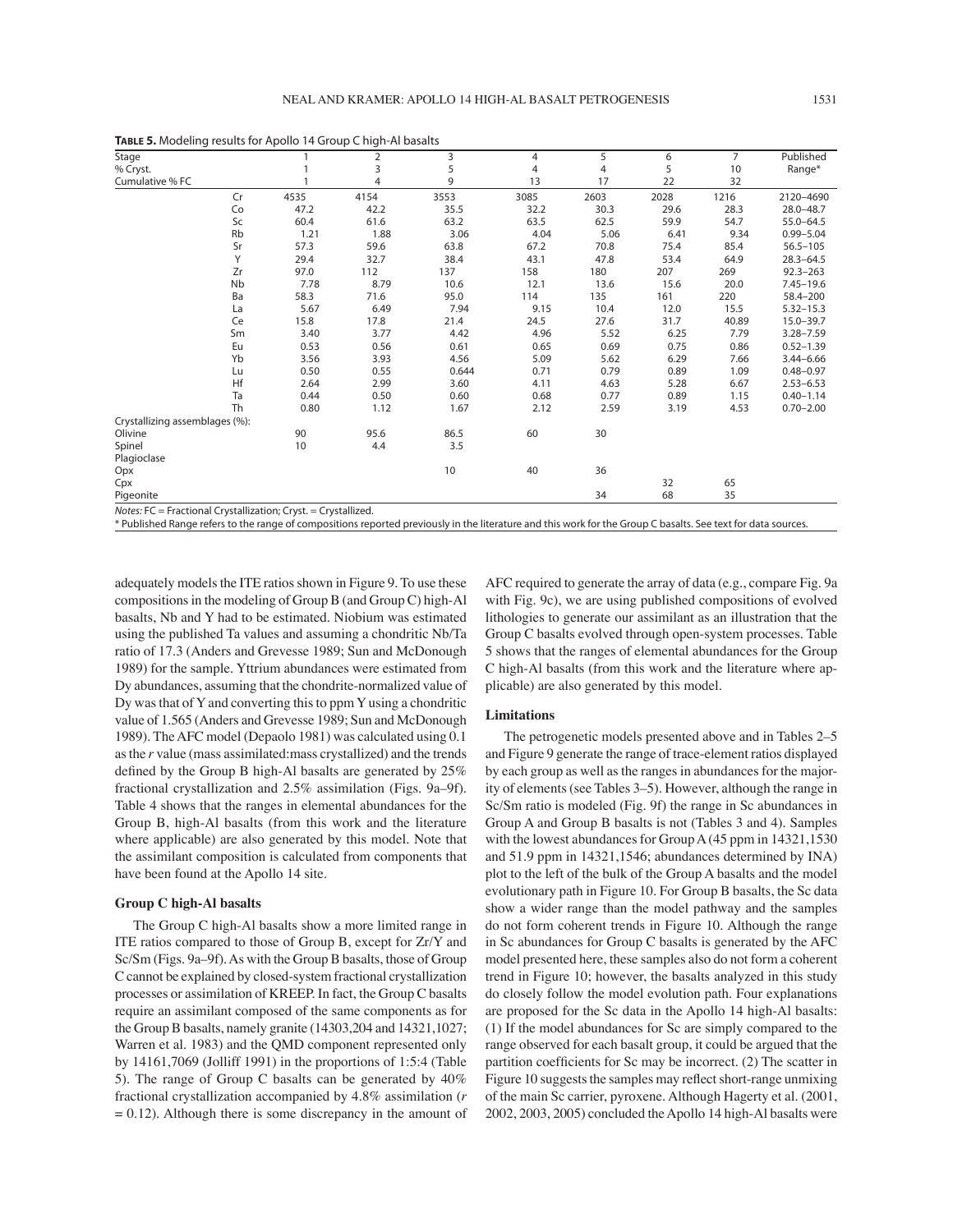**Table 5.** Modeling results for Apollo 14 Group C high-Al basalts

| Stage | 1 | 2 | 3 | 4 | 5 | 6 | 7 | Published |
|---|---|---|---|---|---|---|---|---|
| % Cryst. | 1 | 3 | 5 | 4 | 4 | 5 | 10 | Range* |
| Cumulative % FC | 1 | 4 | 9 | 13 | 17 | 22 | 32 | |
| Cr | 4535 | 4154 | 3553 | 3085 | 2603 | 2028 | 1216 | 2120–4690 |
| Co | 47.2 | 42.2 | 35.5 | 32.2 | 30.3 | 29.6 | 28.3 | 28.0–48.7 |
| Sc | 60.4 | 61.6 | 63.2 | 63.5 | 62.5 | 59.9 | 54.7 | 55.0–64.5 |
| Rb | 1.21 | 1.88 | 3.06 | 4.04 | 5.06 | 6.41 | 9.34 | 0.99–5.04 |
| Sr | 57.3 | 59.6 | 63.8 | 67.2 | 70.8 | 75.4 | 85.4 | 56.5–105 |
| Y | 29.4 | 32.7 | 38.4 | 43.1 | 47.8 | 53.4 | 64.9 | 28.3–64.5 |
| Zr | 97.0 | 112 | 137 | 158 | 180 | 207 | 269 | 92.3–263 |
| Nb | 7.78 | 8.79 | 10.6 | 12.1 | 13.6 | 15.6 | 20.0 | 7.45–19.6 |
| Ba | 58.3 | 71.6 | 95.0 | 114 | 135 | 161 | 220 | 58.4–200 |
| La | 5.67 | 6.49 | 7.94 | 9.15 | 10.4 | 12.0 | 15.5 | 5.32–15.3 |
| Ce | 15.8 | 17.8 | 21.4 | 24.5 | 27.6 | 31.7 | 40.89 | 15.0–39.7 |
| Sm | 3.40 | 3.77 | 4.42 | 4.96 | 5.52 | 6.25 | 7.79 | 3.28–7.59 |
| Eu | 0.53 | 0.56 | 0.61 | 0.65 | 0.69 | 0.75 | 0.86 | 0.52–1.39 |
| Yb | 3.56 | 3.93 | 4.56 | 5.09 | 5.62 | 6.29 | 7.66 | 3.44–6.66 |
| Lu | 0.50 | 0.55 | 0.644 | 0.71 | 0.79 | 0.89 | 1.09 | 0.48–0.97 |
| Hf | 2.64 | 2.99 | 3.60 | 4.11 | 4.63 | 5.28 | 6.67 | 2.53–6.53 |
| Ta | 0.44 | 0.50 | 0.60 | 0.68 | 0.77 | 0.89 | 1.15 | 0.40–1.14 |
| Th | 0.80 | 1.12 | 1.67 | 2.12 | 2.59 | 3.19 | 4.53 | 0.70–2.00 |
| Crystallizing assemblages (%): | | | | | | | | |
| Olivine | 90 | 95.6 | 86.5 | 60 | 30 | | | |
| Spinel | 10 | 4.4 | 3.5 | | | | | |
| Plagioclase | | | | | | | | |
| Opx | | | 10 | 40 | 36 | | | |
| Cpx | | | | | | 32 | 65 | |
| Pigeonite | | | | | 34 | 68 | 35 | |

*Notes:* FC = Fractional Crystallization; Cryst. = Crystallized.

\* Published Range refers to the range of compositions reported previously in the literature and this work for the Group C basalts. See text for data sources.

adequately models the ITE ratios shown in Figure 9. To use these compositions in the modeling of Group B (and Group C) high-Al basalts, Nb and Y had to be estimated. Niobium was estimated using the published Ta values and assuming a chondritic Nb/Ta ratio of 17.3 (Anders and Grevesse 1989; Sun and McDonough 1989) for the sample. Yttrium abundances were estimated from Dy abundances, assuming that the chondrite-normalized value of Dy was that of Y and converting this to ppm Y using a chondritic value of 1.565 (Anders and Grevesse 1989; Sun and McDonough 1989). The AFC model (Depaolo 1981) was calculated using 0.1 as the *r* value (mass assimilated:mass crystallized) and the trends defined by the Group B high-Al basalts are generated by 25% fractional crystallization and 2.5% assimilation (Figs. 9a–9f). Table 4 shows that the ranges in elemental abundances for the Group B, high-Al basalts (from this work and the literature where applicable) are also generated by this model. Note that the assimilant composition is calculated from components that have been found at the Apollo 14 site.

### Group C high-Al basalts

The Group C high-Al basalts show a more limited range in ITE ratios compared to those of Group B, except for Zr/Y and Sc/Sm (Figs. 9a–9f). As with the Group B basalts, those of Group C cannot be explained by closed-system fractional crystallization processes or assimilation of KREEP. In fact, the Group C basalts require an assimilant composed of the same components as for the Group B basalts, namely granite (14303,204 and 14321,1027; Warren et al. 1983) and the QMD component represented only by 14161,7069 (Jolliff 1991) in the proportions of 1:5:4 (Table 5). The range of Group C basalts can be generated by 40% fractional crystallization accompanied by 4.8% assimilation ($r$ = 0.12). Although there is some discrepancy in the amount of AFC required to generate the array of data (e.g., compare Fig. 9a with Fig. 9c), we are using published compositions of evolved lithologies to generate our assimilant as an illustration that the Group C basalts evolved through open-system processes. Table 5 shows that the ranges of elemental abundances for the Group C high-Al basalts (from this work and the literature where applicable) are also generated by this model.

### Limitations

The petrogenetic models presented above and in Tables 2–5 and Figure 9 generate the range of trace-element ratios displayed by each group as well as the ranges in abundances for the majority of elements (see Tables 3–5). However, although the range in Sc/Sm ratio is modeled (Fig. 9f) the range in Sc abundances in Group A and Group B basalts is not (Tables 3 and 4). Samples with the lowest abundances for Group A (45 ppm in 14321,1530 and 51.9 ppm in 14321,1546; abundances determined by INA) plot to the left of the bulk of the Group A basalts and the model evolutionary path in Figure 10. For Group B basalts, the Sc data show a wider range than the model pathway and the samples do not form coherent trends in Figure 10. Although the range in Sc abundances for Group C basalts is generated by the AFC model presented here, these samples also do not form a coherent trend in Figure 10; however, the basalts analyzed in this study do closely follow the model evolution path. Four explanations are proposed for the Sc data in the Apollo 14 high-Al basalts: (1) If the model abundances for Sc are simply compared to the range observed for each basalt group, it could be argued that the partition coefficients for Sc may be incorrect. (2) The scatter in Figure 10 suggests the samples may reflect short-range unmixing of the main Sc carrier, pyroxene. Although Hagerty et al. (2001, 2002, 2003, 2005) concluded the Apollo 14 high-Al basalts were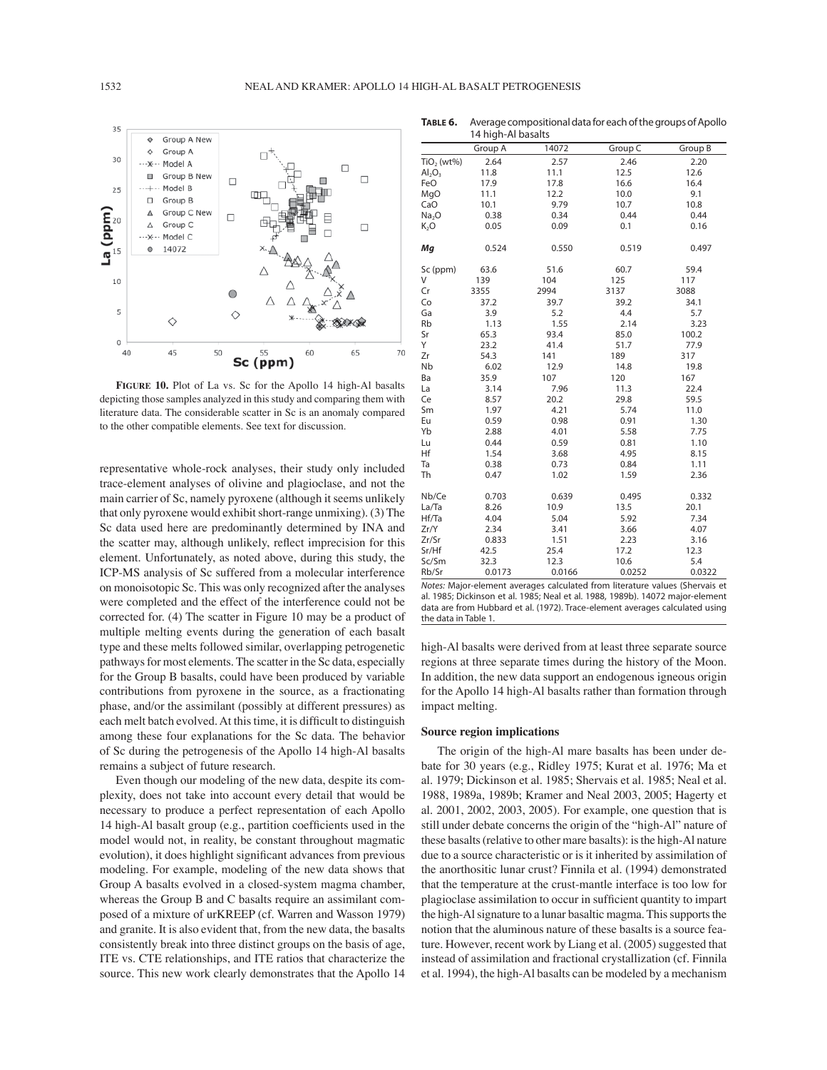**FIGURE 10.** Plot of La vs. Sc for the Apollo 14 high-Al basalts depicting those samples analyzed in this study and comparing them with literature data. The considerable scatter in Sc is an anomaly compared to the other compatible elements. See text for discussion.

representative whole-rock analyses, their study only included trace-element analyses of olivine and plagioclase, and not the main carrier of Sc, namely pyroxene (although it seems unlikely that only pyroxene would exhibit short-range unmixing). (3) The Sc data used here are predominantly determined by INA and the scatter may, although unlikely, reflect imprecision for this element. Unfortunately, as noted above, during this study, the ICP-MS analysis of Sc suffered from a molecular interference on monoisotopic Sc. This was only recognized after the analyses were completed and the effect of the interference could not be corrected for. (4) The scatter in Figure 10 may be a product of multiple melting events during the generation of each basalt type and these melts followed similar, overlapping petrogenetic pathways for most elements. The scatter in the Sc data, especially for the Group B basalts, could have been produced by variable contributions from pyroxene in the source, as a fractionating phase, and/or the assimilant (possibly at different pressures) as each melt batch evolved. At this time, it is difficult to distinguish among these four explanations for the Sc data. The behavior of Sc during the petrogenesis of the Apollo 14 high-Al basalts remains a subject of future research.

Even though our modeling of the new data, despite its complexity, does not take into account every detail that would be necessary to produce a perfect representation of each Apollo 14 high-Al basalt group (e.g., partition coefficients used in the model would not, in reality, be constant throughout magmatic evolution), it does highlight significant advances from previous modeling. For example, modeling of the new data shows that Group A basalts evolved in a closed-system magma chamber, whereas the Group B and C basalts require an assimilant composed of a mixture of urKREEP (cf. Warren and Wasson 1979) and granite. It is also evident that, from the new data, the basalts consistently break into three distinct groups on the basis of age, ITE vs. CTE relationships, and ITE ratios that characterize the source. This new work clearly demonstrates that the Apollo 14 high-Al basalts were derived from at least three separate source regions at three separate times during the history of the Moon. In addition, the new data support an endogenous igneous origin for the Apollo 14 high-Al basalts rather than formation through impact melting.

**TABLE 6.** Average compositional data for each of the groups of Apollo 14 high-Al basalts

| | Group A | 14072 | Group C | Group B |
|---|---|---|---|---|
| $TiO_2$ (wt%) | 2.64 | 2.57 | 2.46 | 2.20 |
| $Al_2O_3$ | 11.8 | 11.1 | 12.5 | 12.6 |
| FeO | 17.9 | 17.8 | 16.6 | 16.4 |
| MgO | 11.1 | 12.2 | 10.0 | 9.1 |
| CaO | 10.1 | 9.79 | 10.7 | 10.8 |
| $Na_2O$ | 0.38 | 0.34 | 0.44 | 0.44 |
| $K_2O$ | 0.05 | 0.09 | 0.1 | 0.16 |
| ***Mg*** | 0.524 | 0.550 | 0.519 | 0.497 |
| Sc (ppm) | 63.6 | 51.6 | 60.7 | 59.4 |
| V | 139 | 104 | 125 | 117 |
| Cr | 3355 | 2994 | 3137 | 3088 |
| Co | 37.2 | 39.7 | 39.2 | 34.1 |
| Ga | 3.9 | 5.2 | 4.4 | 5.7 |
| Rb | 1.13 | 1.55 | 2.14 | 3.23 |
| Sr | 65.3 | 93.4 | 85.0 | 100.2 |
| Y | 23.2 | 41.4 | 51.7 | 77.9 |
| Zr | 54.3 | 141 | 189 | 317 |
| Nb | 6.02 | 12.9 | 14.8 | 19.8 |
| Ba | 35.9 | 107 | 120 | 167 |
| La | 3.14 | 7.96 | 11.3 | 22.4 |
| Ce | 8.57 | 20.2 | 29.8 | 59.5 |
| Sm | 1.97 | 4.21 | 5.74 | 11.0 |
| Eu | 0.59 | 0.98 | 0.91 | 1.30 |
| Yb | 2.88 | 4.01 | 5.58 | 7.75 |
| Lu | 0.44 | 0.59 | 0.81 | 1.10 |
| Hf | 1.54 | 3.68 | 4.95 | 8.15 |
| Ta | 0.38 | 0.73 | 0.84 | 1.11 |
| Th | 0.47 | 1.02 | 1.59 | 2.36 |
| Nb/Ce | 0.703 | 0.639 | 0.495 | 0.332 |
| La/Ta | 8.26 | 10.9 | 13.5 | 20.1 |
| Hf/Ta | 4.04 | 5.04 | 5.92 | 7.34 |
| Zr/Y | 2.34 | 3.41 | 3.66 | 4.07 |
| Zr/Sr | 0.833 | 1.51 | 2.23 | 3.16 |
| Sr/Hf | 42.5 | 25.4 | 17.2 | 12.3 |
| Sc/Sm | 32.3 | 12.3 | 10.6 | 5.4 |
| Rb/Sr | 0.0173 | 0.0166 | 0.0252 | 0.0322 |

*Notes:* Major-element averages calculated from literature values (Shervais et al. 1985; Dickinson et al. 1985; Neal et al. 1988, 1989b). 14072 major-element data are from Hubbard et al. (1972). Trace-element averages calculated using the data in Table 1.

### Source region implications

The origin of the high-Al mare basalts has been under debate for 30 years (e.g., Ridley 1975; Kurat et al. 1976; Ma et al. 1979; Dickinson et al. 1985; Shervais et al. 1985; Neal et al. 1988, 1989a, 1989b; Kramer and Neal 2003, 2005; Hagerty et al. 2001, 2002, 2003, 2005). For example, one question that is still under debate concerns the origin of the "high-Al" nature of these basalts (relative to other mare basalts): is the high-Al nature due to a source characteristic or is it inherited by assimilation of the anorthositic lunar crust? Finnila et al. (1994) demonstrated that the temperature at the crust-mantle interface is too low for plagioclase assimilation to occur in sufficient quantity to impart the high-Al signature to a lunar basaltic magma. This supports the notion that the aluminous nature of these basalts is a source feature. However, recent work by Liang et al. (2005) suggested that instead of assimilation and fractional crystallization (cf. Finnila et al. 1994), the high-Al basalts can be modeled by a mechanism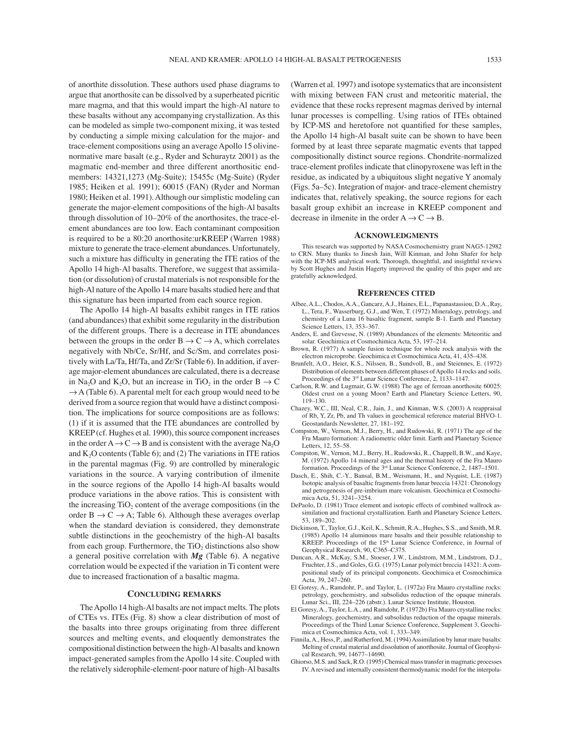of anorthite dissolution. These authors used phase diagrams to argue that anorthosite can be dissolved by a superheated picritic mare magma, and that this would impart the high-Al nature to these basalts without any accompanying crystallization. As this can be modeled as simple two-component mixing, it was tested by conducting a simple mixing calculation for the major- and trace-element compositions using an average Apollo 15 olivine-normative mare basalt (e.g., Ryder and Schuraytz 2001) as the magmatic end-member and three different anorthositic end-members: 14321,1273 (Mg-Suite); 15455c (Mg-Suite) (Ryder 1985; Heiken et al. 1991); 60015 (FAN) (Ryder and Norman 1980; Heiken et al. 1991). Although our simplistic modeling can generate the major-element compositions of the high-Al basalts through dissolution of 10–20% of the anorthosites, the trace-element abundances are too low. Each contaminant composition is required to be a 80:20 anorthosite:urKREEP (Warren 1988) mixture to generate the trace-element abundances. Unfortunately, such a mixture has difficulty in generating the ITE ratios of the Apollo 14 high-Al basalts. Therefore, we suggest that assimilation (or dissolution) of crustal materials is not responsible for the high-Al nature of the Apollo 14 mare basalts studied here and that this signature has been imparted from each source region.

The Apollo 14 high-Al basalts exhibit ranges in ITE ratios (and abundances) that exhibit some regularity in the distribution of the different groups. There is a decrease in ITE abundances between the groups in the order B $\rightarrow$ C $\rightarrow$ A, which correlates negatively with Nb/Ce, Sr/Hf, and Sc/Sm, and correlates positively with La/Ta, Hf/Ta, and Zr/Sr (Table 6). In addition, if average major-element abundances are calculated, there is a decrease in $Na_2O$ and $K_2O$, but an increase in $TiO_2$ in the order B $\rightarrow$ C $\rightarrow$ A (Table 6). A parental melt for each group would need to be derived from a source region that would have a distinct composition. The implications for source compositions are as follows: (1) if it is assumed that the ITE abundances are controlled by KREEP (cf. Hughes et al. 1990), this source component increases in the order A $\rightarrow$ C $\rightarrow$ B and is consistent with the average $Na_2O$ and $K_2O$ contents (Table 6); and (2) The variations in ITE ratios in the parental magmas (Fig. 9) are controlled by mineralogic variations in the source. A varying contribution of ilmenite in the source regions of the Apollo 14 high-Al basalts would produce variations in the above ratios. This is consistent with the increasing $TiO_2$ content of the average compositions (in the order B $\rightarrow$ C $\rightarrow$ A; Table 6). Although these averages overlap when the standard deviation is considered, they demonstrate subtle distinctions in the geochemistry of the high-Al basalts from each group. Furthermore, the $TiO_2$ distinctions also show a general positive correlation with ***Mg*** (Table 6). A negative correlation would be expected if the variation in Ti content were due to increased fractionation of a basaltic magma.

## Concluding remarks

The Apollo 14 high-Al basalts are not impact melts. The plots of CTEs vs. ITEs (Fig. 8) show a clear distribution of most of the basalts into three groups originating from three different sources and melting events, and eloquently demonstrates the compositional distinction between the high-Al basalts and known impact-generated samples from the Apollo 14 site. Coupled with the relatively siderophile-element-poor nature of high-Al basalts (Warren et al. 1997) and isotope systematics that are inconsistent with mixing between FAN crust and meteoritic material, the evidence that these rocks represent magmas derived by internal lunar processes is compelling. Using ratios of ITEs obtained by ICP-MS and heretofore not quantified for these samples, the Apollo 14 high-Al basalt suite can be shown to have been formed by at least three separate magmatic events that tapped compositionally distinct source regions. Chondrite-normalized trace-element profiles indicate that clinopyroxene was left in the residue, as indicated by a ubiquitous slight negative Y anomaly (Figs. 5a–5c). Integration of major- and trace-element chemistry indicates that, relatively speaking, the source regions for each basalt group exhibit an increase in KREEP component and decrease in ilmenite in the order A $\rightarrow$ C $\rightarrow$ B.

## Acknowledgments

This research was supported by NASA Cosmochemistry grant NAG5-12982 to CRN. Many thanks to Jinesh Jain, Will Kinman, and John Shafer for help with the ICP-MS analytical work. Thorough, thoughtful, and insightful reviews by Scott Hughes and Justin Hagerty improved the quality of this paper and are gratefully acknowledged.

## References cited

Albee, A.L., Chodos, A.A., Gancarz, A.J., Haines, E.L., Papanastassiou, D.A., Ray, L., Tera, F., Wasserburg, G.J., and Wen, T. (1972) Mineralogy, petrology, and chemistry of a Luna 16 basaltic fragment, sample B-1. Earth and Planetary Science Letters, 13, 353–367.

Anders, E. and Grevesse, N. (1989) Abundances of the elements: Meteoritic and solar. Geochimica et Cosmochimica Acta, 53, 197–214.

Brown, R. (1977) A sample fusion technique for whole rock analysis with the electron microprobe. Geochimica et Cosmochimica Acta, 41, 435–438.

Brunfelt, A.O., Heier, K.S., Nilssen, B., Sundvoll, B., and Steiennes, E. (1972) Distribution of elements between different phases of Apollo 14 rocks and soils. Proceedings of the 3rd Lunar Science Conference, 2, 1133–1147.

Carlson, R.W. and Lugmair, G.W. (1988) The age of ferroan anorthosite 60025: Oldest crust on a young Moon? Earth and Planetary Science Letters, 90, 119–130.

Chazey, W.C., III, Neal, C.R., Jain, J., and Kinman, W.S. (2003) A reappraisal of Rb, Y, Zr, Pb, and Th values in geochemical reference material BHVO-1. Geostandards Newsletter, 27, 181–192.

Compston, W., Vernon, M.J., Berry, H., and Rudowski, R. (1971) The age of the Fra Mauro formation: A radiometric older limit. Earth and Planetary Science Letters, 12, 55–58.

Compston, W., Vernon, M.J., Berry, H., Rudowski, R., Chappell, B.W., and Kaye, M. (1972) Apollo 14 mineral ages and the thermal history of the Fra Mauro formation. Proceedings of the 3rd Lunar Science Conference, 2, 1487–1501.

Dasch, E., Shih, C.-Y., Bansal, B.M., Weismann, H., and Nyquist, L.E. (1987) Isotopic analysis of basaltic fragments from lunar breccia 14321: Chronology and petrogenesis of pre-imbrium mare volcanism. Geochimica et Cosmochimica Acta, 51, 3241–3254.

DePaolo, D. (1981) Trace element and isotopic effects of combined wallrock assimilation and fractional crystallization. Earth and Planetary Science Letters, 53, 189–202.

Dickinson, T., Taylor, G.J., Keil, K., Schmitt, R.A., Hughes, S.S., and Smith, M.R. (1985) Apollo 14 aluminous mare basalts and their possible relationship to KREEP. Proceedings of the 15th Lunar Science Conference, in Journal of Geophysical Research, 90, C365–C375.

Duncan, A.R., McKay, S.M., Stoeser, J.W., Lindstrom, M.M., Lindstrom, D.J., Fruchter, J.S., and Goles, G.G. (1975) Lunar polymict breccia 14321: A compositional study of its principal components. Geochimica et Cosmochimica Acta, 39, 247–260.

El Goresy, A., Ramdohr, P., and Taylor, L. (1972a) Fra Mauro crystalline rocks: petrology, geochemistry, and subsolidus reduction of the opaque minerals. Lunar Sci., III, 224–226 (abstr.). Lunar Science Institute, Houston.

El Goresy, A., Taylor, L.A., and Ramdohr, P. (1972b) Fra Mauro crystalline rocks: Mineralogy, geochemistry, and subsolidus reduction of the opaque minerals. Proceedings of the Third Lunar Science Conference, Supplement 3, Geochimica et Cosmochimica Acta, vol. 1, 333–349.

Finnila, A., Hess, P., and Rutherford, M. (1994) Assimilation by lunar mare basalts: Melting of crustal material and dissolution of anorthosite. Journal of Geophysical Research, 99, 14677–14690.

Ghiorso, M.S. and Sack, R.O. (1995) Chemical mass transfer in magmatic processes IV. A revised and internally consistent thermodynamic model for the interpola-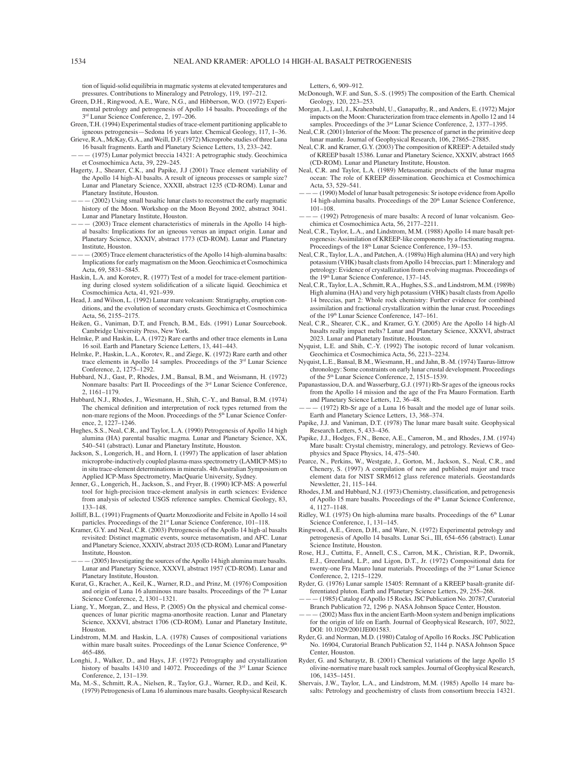tion of liquid-solid equilibria in magmatic systems at elevated temperatures and pressures. Contributions to Mineralogy and Petrology, 119, 197–212.

Green, D.H., Ringwood, A.E., Ware, N.G., and Hibberson, W.O. (1972) Experimental petrology and petrogenesis of Apollo 14 basalts. Proceedings of the 3rd Lunar Science Conference, 2, 197–206.

Green, T.H. (1994) Experimental studies of trace-element partitioning applicable to igneous petrogenesis—Sedona 16 years later. Chemical Geology, 117, 1–36.

Grieve, R.A., McKay, G.A., and Weill, D.F. (1972) Microprobe studies of three Luna 16 basalt fragments. Earth and Planetary Science Letters, 13, 233–242.

——— (1975) Lunar polymict breccia 14321: A petrographic study. Geochimica et Cosmochimica Acta, 39, 229–245.

Hagerty, J., Shearer, C.K., and Papike, J.J (2001) Trace element variability of the Apollo 14 high-Al basalts. A result of igneous processes or sample size? Lunar and Planetary Science, XXXII, abstract 1235 (CD-ROM). Lunar and Planetary Institute, Houston.

——— (2002) Using small basaltic lunar clasts to reconstruct the early magmatic history of the Moon. Workshop on the Moon Beyond 2002, abstract 3041. Lunar and Planetary Institute, Houston.

——— (2003) Trace element characteristics of minerals in the Apollo 14 high-al basalts: Implications for an igneous versus an impact origin. Lunar and Planetary Science, XXXIV, abstract 1773 (CD-ROM). Lunar and Planetary Institute, Houston.

——— (2005) Trace element characteristics of the Apollo 14 high-alumina basalts: Implications for early magmatism on the Moon. Geochimica et Cosmochimica Acta, 69, 5831–5845.

Haskin, L.A. and Korotev, R. (1977) Test of a model for trace-element partitioning during closed system solidification of a silicate liquid. Geochimica et Cosmochimica Acta, 41, 921–939.

Head, J. and Wilson, L. (1992) Lunar mare volcanism: Stratigraphy, eruption conditions, and the evolution of secondary crusts. Geochimica et Cosmochimica Acta, 56, 2155–2175.

Heiken, G., Vaniman, D.T, and French, B.M., Eds. (1991) Lunar Sourcebook. Cambridge University Press, New York.

Helmke, P. and Haskin, L.A. (1972) Rare earths and other trace elements in Luna 16 soil. Earth and Planetary Science Letters, 13, 441–443.

Helmke, P., Haskin, L.A., Korotev, R., and Ziege, K. (1972) Rare earth and other trace elements in Apollo 14 samples. Proceedings of the 3rd Lunar Science Conference, 2, 1275–1292.

Hubbard, N.J., Gast, P., Rhodes, J.M., Bansal, B.M., and Weismann, H. (1972) Nonmare basalts: Part II. Proceedings of the 3rd Lunar Science Conference, 2, 1161–1179.

Hubbard, N.J., Rhodes, J., Wiesmann, H., Shih, C.-Y., and Bansal, B.M. (1974) The chemical definition and interpretation of rock types returned from the non-mare regions of the Moon. Proceedings of the 5th Lunar Science Conference, 2, 1227–1246.

Hughes, S.S., Neal, C.R., and Taylor, L.A. (1990) Petrogenesis of Apollo 14 high alumina (HA) parental basaltic magma. Lunar and Planetary Science, XX, 540–541 (abstract). Lunar and Planetary Institute, Houston.

Jackson, S., Longerich, H., and Horn, I. (1997) The application of laser ablation microprobe-inductively coupled plasma-mass spectrometry (LAMICP-MS) to in situ trace-element determinations in minerals. 4th Australian Symposium on Applied ICP-Mass Spectrometry, MacQuarie University, Sydney.

Jenner, G., Longerich, H., Jackson, S., and Fryer, B. (1990) ICP-MS: A powerful tool for high-precision trace-element analysis in earth sciences: Evidence from analysis of selected USGS reference samples. Chemical Geology, 83, 133–148.

Jolliff, B.L. (1991) Fragments of Quartz Monzodiorite and Felsite in Apollo 14 soil particles. Proceedings of the 21st Lunar Science Conference, 101–118.

Kramer, G.Y. and Neal, C.R. (2003) Petrogenesis of the Apollo 14 high-al basalts revisited: Distinct magmatic events, source metasomatism, and AFC. Lunar and Planetary Science, XXXIV, abstract 2035 (CD-ROM). Lunar and Planetary Institute, Houston.

——— (2005) Investigating the sources of the Apollo 14 high alumina mare basalts. Lunar and Planetary Science, XXXVI, abstract 1957 (CD-ROM). Lunar and Planetary Institute, Houston.

Kurat, G., Kracher, A., Keil, K., Warner, R.D., and Prinz, M. (1976) Composition and origin of Luna 16 aluminous mare basalts. Proceedings of the 7th Lunar Science Conference, 2, 1301–1321.

Liang, Y., Morgan, Z., and Hess, P. (2005) On the physical and chemical consequences of lunar picritic magma-anorthosite reaction. Lunar and Planetary Science, XXXVI, abstract 1706 (CD-ROM). Lunar and Planetary Institute, Houston.

Lindstrom, M.M. and Haskin, L.A. (1978) Causes of compositional variations within mare basalt suites. Proceedings of the Lunar Science Conference, 9th 465-486.

Longhi, J., Walker, D., and Hays, J.F. (1972) Petrography and crystallization history of basalts 14310 and 14072. Proceedings of the 3rd Lunar Science Conference, 2, 131–139.

Ma, M.-S., Schmitt, R.A., Nielsen, R., Taylor, G.J., Warner, R.D., and Keil, K. (1979) Petrogenesis of Luna 16 aluminous mare basalts. Geophysical Research Letters, 6, 909–912.

McDonough, W.F. and Sun, S.-S. (1995) The composition of the Earth. Chemical Geology, 120, 223–253.

Morgan, J., Laul, J., Krahenbuhl, U., Ganapathy, R., and Anders, E. (1972) Major impacts on the Moon: Characterization from trace elements in Apollo 12 and 14 samples. Proceedings of the 3rd Lunar Science Conference, 2, 1377–1395.

Neal, C.R. (2001) Interior of the Moon: The presence of garnet in the primitive deep lunar mantle. Journal of Geophysical Research, 106, 27865–27885.

Neal, C.R. and Kramer, G.Y. (2003) The composition of KREEP: A detailed study of KREEP basalt 15386. Lunar and Planetary Science, XXXIV, abstract 1665 (CD-ROM). Lunar and Planetary Institute, Houston.

Neal, C.R. and Taylor, L.A. (1989) Metasomatic products of the lunar magma ocean: The role of KREEP dissemination. Geochimica et Cosmochimica Acta, 53, 529–541.

——— (1990) Model of lunar basalt petrogenesis: Sr isotope evidence from Apollo 14 high-alumina basalts. Proceedings of the 20th Lunar Science Conference, 101–108.

——— (1992) Petrogenesis of mare basalts: A record of lunar volcanism. Geochimica et Cosmochimica Acta, 56, 2177–2211.

Neal, C.R., Taylor, L.A., and Lindstrom, M.M. (1988) Apollo 14 mare basalt petrogenesis: Assimilation of KREEP-like components by a fractionating magma. Proceedings of the 18th Lunar Science Conference, 139–153.

Neal, C.R., Taylor, L.A., and Patchen, A. (1989a) High alumina (HA) and very high potassium (VHK) basalt clasts from Apollo 14 breccias, part 1: Mineralogy and petrology: Evidence of crystallization from evolving magmas. Proceedings of the 19th Lunar Science Conference, 137–145.

Neal, C.R., Taylor, L.A., Schmitt, R.A., Hughes, S.S., and Lindstrom, M.M. (1989b) High alumina (HA) and very high potassium (VHK) basalt clasts from Apollo 14 breccias, part 2: Whole rock chemistry: Further evidence for combined assimilation and fractional crystallization within the lunar crust. Proceedings of the 19th Lunar Science Conference, 147–161.

Neal, C.R., Shearer, C.K., and Kramer, G.Y. (2005) Are the Apollo 14 high-Al basalts really impact melts? Lunar and Planetary Science, XXXVI, abstract 2023. Lunar and Planetary Institute, Houston.

Nyquist, L.E. and Shih, C.-Y. (1992) The isotopic record of lunar volcanism. Geochimica et Cosmochimica Acta, 56, 2213–2234.

Nyquist, L.E., Bansal, B.M., Wiesmann, H., and Jahn, B.-M. (1974) Taurus-littrow chronology: Some constraints on early lunar crustal development. Proceedings of the 5th Lunar Science Conference, 2, 1515–1539.

Papanastassiou, D.A. and Wasserburg, G.J. (1971) Rb-Sr ages of the igneous rocks from the Apollo 14 mission and the age of the Fra Mauro Formation. Earth and Planetary Science Letters, 12, 36–48.

——— (1972) Rb-Sr age of a Luna 16 basalt and the model age of lunar soils. Earth and Planetary Science Letters, 13, 368–374.

Papike, J.J. and Vaniman, D.T. (1978) The lunar mare basalt suite. Geophysical Research Letters, 5, 433–436.

Papike, J.J., Hodges, F.N., Bence, A.E., Cameron, M., and Rhodes, J.M. (1974) Mare basalt: Crystal chemistry, mineralogy, and petrology. Reviews of Geophysics and Space Physics, 14, 475–540.

Pearce, N., Perkins, W., Westgate, J., Gorton, M., Jackson, S., Neal, C.R., and Chenery, S. (1997) A compilation of new and published major and trace element data for NIST SRM612 glass reference materials. Geostandards Newsletter, 21, 115–144.

Rhodes, J.M. and Hubbard, N.J. (1973) Chemistry, classification, and petrogenesis of Apollo 15 mare basalts. Proceedings of the 4th Lunar Science Conference, 4, 1127–1148.

Ridley, W.I. (1975) On high-alumina mare basalts. Proceedings of the 6th Lunar Science Conference, 1, 131–145.

Ringwood, A.E., Green, D.H., and Ware, N. (1972) Experimental petrology and petrogenesis of Apollo 14 basalts. Lunar Sci., III, 654–656 (abstract). Lunar Science Institute, Houston.

Rose, H.J., Cuttitta, F., Annell, C.S., Carron, M.K., Christian, R.P., Dwornik, E.J., Greenland, L.P., and Ligon, D.T., Jr. (1972) Compositional data for twenty-one Fra Mauro lunar materials. Proceedings of the 3rd Lunar Science Conference, 2, 1215–1229.

Ryder, G. (1976) Lunar sample 15405: Remnant of a KREEP basalt-granite differentiated pluton. Earth and Planetary Science Letters, 29, 255–268.

——— (1985) Catalog of Apollo 15 Rocks. JSC Publication No. 20787, Curatorial Branch Publication 72, 1296 p. NASA Johnson Space Center, Houston.

——— (2002) Mass flux in the ancient Earth-Moon system and benign implications for the origin of life on Earth. Journal of Geophysical Research, 107, 5022, DOI: 10.1029/2001JE001583.

Ryder, G. and Norman, M.D. (1980) Catalog of Apollo 16 Rocks. JSC Publication No. 16904, Curatorial Branch Publication 52, 1144 p. NASA Johnson Space Center, Houston.

Ryder, G. and Schuraytz, B. (2001) Chemical variations of the large Apollo 15 olivine-normative mare basalt rock samples. Journal of Geophysical Research, 106, 1435–1451.

Shervais, J.W., Taylor, L.A., and Lindstrom, M.M. (1985) Apollo 14 mare basalts: Petrology and geochemistry of clasts from consortium breccia 14321.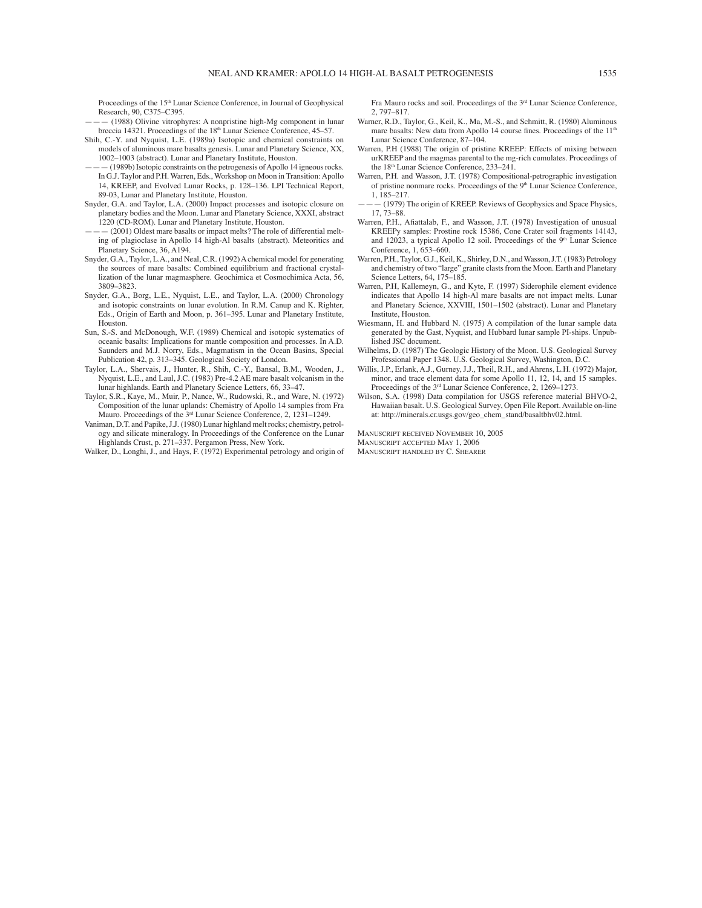Proceedings of the 15th Lunar Science Conference, in Journal of Geophysical Research, 90, C375–C395.

——— (1988) Olivine vitrophyres: A nonpristine high-Mg component in lunar breccia 14321. Proceedings of the 18th Lunar Science Conference, 45–57.

Shih, C.-Y. and Nyquist, L.E. (1989a) Isotopic and chemical constraints on models of aluminous mare basalts genesis. Lunar and Planetary Science, XX, 1002–1003 (abstract). Lunar and Planetary Institute, Houston.

——— (1989b) Isotopic constraints on the petrogenesis of Apollo 14 igneous rocks. In G.J. Taylor and P.H. Warren, Eds., Workshop on Moon in Transition: Apollo 14, KREEP, and Evolved Lunar Rocks, p. 128–136. LPI Technical Report, 89-03, Lunar and Planetary Institute, Houston.

Snyder, G.A. and Taylor, L.A. (2000) Impact processes and isotopic closure on planetary bodies and the Moon. Lunar and Planetary Science, XXXI, abstract 1220 (CD-ROM). Lunar and Planetary Institute, Houston.

——— (2001) Oldest mare basalts or impact melts? The role of differential melting of plagioclase in Apollo 14 high-Al basalts (abstract). Meteoritics and Planetary Science, 36, A194.

Snyder, G.A., Taylor, L.A., and Neal, C.R. (1992) A chemical model for generating the sources of mare basalts: Combined equilibrium and fractional crystallization of the lunar magmasphere. Geochimica et Cosmochimica Acta, 56, 3809–3823.

Snyder, G.A., Borg, L.E., Nyquist, L.E., and Taylor, L.A. (2000) Chronology and isotopic constraints on lunar evolution. In R.M. Canup and K. Righter, Eds., Origin of Earth and Moon, p. 361–395. Lunar and Planetary Institute, Houston.

Sun, S.-S. and McDonough, W.F. (1989) Chemical and isotopic systematics of oceanic basalts: Implications for mantle composition and processes. In A.D. Saunders and M.J. Norry, Eds., Magmatism in the Ocean Basins, Special Publication 42, p. 313–345. Geological Society of London.

Taylor, L.A., Shervais, J., Hunter, R., Shih, C.-Y., Bansal, B.M., Wooden, J., Nyquist, L.E., and Laul, J.C. (1983) Pre-4.2 AE mare basalt volcanism in the lunar highlands. Earth and Planetary Science Letters, 66, 33–47.

Taylor, S.R., Kaye, M., Muir, P., Nance, W., Rudowski, R., and Ware, N. (1972) Composition of the lunar uplands: Chemistry of Apollo 14 samples from Fra Mauro. Proceedings of the 3rd Lunar Science Conference, 2, 1231–1249.

Vaniman, D.T. and Papike, J.J. (1980) Lunar highland melt rocks; chemistry, petrology and silicate mineralogy. In Proceedings of the Conference on the Lunar Highlands Crust, p. 271–337. Pergamon Press, New York.

Walker, D., Longhi, J., and Hays, F. (1972) Experimental petrology and origin of Fra Mauro rocks and soil. Proceedings of the 3rd Lunar Science Conference, 2, 797–817.

Warner, R.D., Taylor, G., Keil, K., Ma, M.-S., and Schmitt, R. (1980) Aluminous mare basalts: New data from Apollo 14 course fines. Proceedings of the 11th Lunar Science Conference, 87–104.

Warren, P.H (1988) The origin of pristine KREEP: Effects of mixing between urKREEP and the magmas parental to the mg-rich cumulates. Proceedings of the 18th Lunar Science Conference, 233–241.

Warren, P.H. and Wasson, J.T. (1978) Compositional-petrographic investigation of pristine nonmare rocks. Proceedings of the 9th Lunar Science Conference, 1, 185–217.

——— (1979) The origin of KREEP. Reviews of Geophysics and Space Physics, 17, 73–88.

Warren, P.H., Afiattalab, F., and Wasson, J.T. (1978) Investigation of unusual KREEPy samples: Prostine rock 15386, Cone Crater soil fragments 14143, and 12023, a typical Apollo 12 soil. Proceedings of the 9th Lunar Science Conference, 1, 653–660.

Warren, P.H., Taylor, G.J., Keil, K., Shirley, D.N., and Wasson, J.T. (1983) Petrology and chemistry of two "large" granite clasts from the Moon. Earth and Planetary Science Letters, 64, 175–185.

Warren, P.H, Kallemeyn, G., and Kyte, F. (1997) Siderophile element evidence indicates that Apollo 14 high-Al mare basalts are not impact melts. Lunar and Planetary Science, XXVIII, 1501–1502 (abstract). Lunar and Planetary Institute, Houston.

Wiesmann, H. and Hubbard N. (1975) A compilation of the lunar sample data generated by the Gast, Nyquist, and Hubbard lunar sample PI-ships. Unpublished JSC document.

Wilhelms, D. (1987) The Geologic History of the Moon. U.S. Geological Survey Professional Paper 1348. U.S. Geological Survey, Washington, D.C.

Willis, J.P., Erlank, A.J., Gurney, J.J., Theil, R.H., and Ahrens, L.H. (1972) Major, minor, and trace element data for some Apollo 11, 12, 14, and 15 samples. Proceedings of the 3rd Lunar Science Conference, 2, 1269–1273.

Wilson, S.A. (1998) Data compilation for USGS reference material BHVO-2, Hawaiian basalt. U.S. Geological Survey, Open File Report. Available on-line at: http://minerals.cr.usgs.gov/geo_chem_stand/basaltbhv02.html.

Manuscript received November 10, 2005
Manuscript accepted May 1, 2006
Manuscript handled by C. Shearer